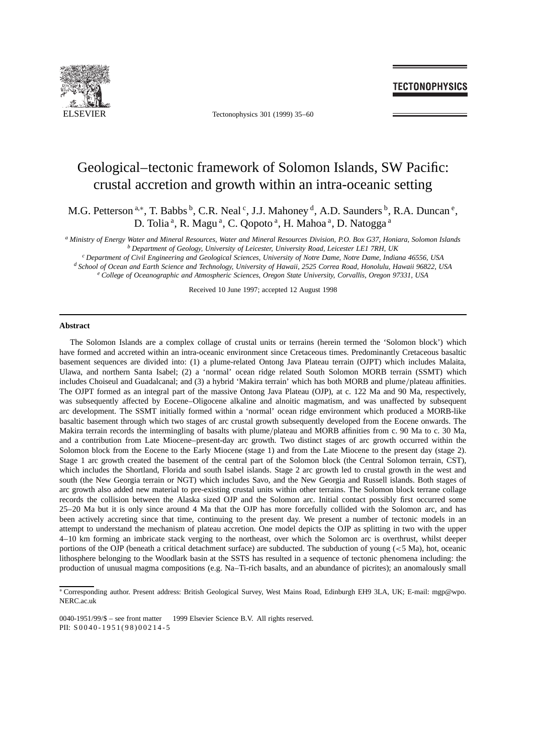# Geological–tectonic framework of Solomon Islands, SW Pacific: crustal accretion and growth within an intra-oceanic setting

M.G. Petterson [a,*], T. Babbs [b], C.R. Neal [c], J.J. Mahoney [d], A.D. Saunders [b], R.A. Duncan [e], D. Tolia [a], R. Magu [a], C. Qopoto [a], H. Mahoa [a], D. Natogga [a]

[a] *Ministry of Energy Water and Mineral Resources, Water and Mineral Resources Division, P.O. Box G37, Honiara, Solomon Islands*
[b] *Department of Geology, University of Leicester, University Road, Leicester LE1 7RH, UK*
[c] *Department of Civil Engineering and Geological Sciences, University of Notre Dame, Notre Dame, Indiana 46556, USA*
[d] *School of Ocean and Earth Science and Technology, University of Hawaii, 2525 Correa Road, Honolulu, Hawaii 96822, USA*
[e] *College of Oceanographic and Atmospheric Sciences, Oregon State University, Corvallis, Oregon 97331, USA*

Received 10 June 1997; accepted 12 August 1998

## Abstract

The Solomon Islands are a complex collage of crustal units or terrains (herein termed the 'Solomon block') which have formed and accreted within an intra-oceanic environment since Cretaceous times. Predominantly Cretaceous basaltic basement sequences are divided into: (1) a plume-related Ontong Java Plateau terrain (OJPT) which includes Malaita, Ulawa, and northern Santa Isabel; (2) a 'normal' ocean ridge related South Solomon MORB terrain (SSMT) which includes Choiseul and Guadalcanal; and (3) a hybrid 'Makira terrain' which has both MORB and plume/plateau affinities. The OJPT formed as an integral part of the massive Ontong Java Plateau (OJP), at c. 122 Ma and 90 Ma, respectively, was subsequently affected by Eocene–Oligocene alkaline and alnoitic magmatism, and was unaffected by subsequent arc development. The SSMT initially formed within a 'normal' ocean ridge environment which produced a MORB-like basaltic basement through which two stages of arc crustal growth subsequently developed from the Eocene onwards. The Makira terrain records the intermingling of basalts with plume/plateau and MORB affinities from c. 90 Ma to c. 30 Ma, and a contribution from Late Miocene–present-day arc growth. Two distinct stages of arc growth occurred within the Solomon block from the Eocene to the Early Miocene (stage 1) and from the Late Miocene to the present day (stage 2). Stage 1 arc growth created the basement of the central part of the Solomon block (the Central Solomon terrain, CST), which includes the Shortland, Florida and south Isabel islands. Stage 2 arc growth led to crustal growth in the west and south (the New Georgia terrain or NGT) which includes Savo, and the New Georgia and Russell islands. Both stages of arc growth also added new material to pre-existing crustal units within other terrains. The Solomon block terrane collage records the collision between the Alaska sized OJP and the Solomon arc. Initial contact possibly first occurred some 25–20 Ma but it is only since around 4 Ma that the OJP has more forcefully collided with the Solomon arc, and has been actively accreting since that time, continuing to the present day. We present a number of tectonic models in an attempt to understand the mechanism of plateau accretion. One model depicts the OJP as splitting in two with the upper 4–10 km forming an imbricate stack verging to the northeast, over which the Solomon arc is overthrust, whilst deeper portions of the OJP (beneath a critical detachment surface) are subducted. The subduction of young (<5 Ma), hot, oceanic lithosphere belonging to the Woodlark basin at the SSTS has resulted in a sequence of tectonic phenomena including: the production of unusual magma compositions (e.g. Na–Ti-rich basalts, and an abundance of picrites); an anomalously small

* Corresponding author. Present address: British Geological Survey, West Mains Road, Edinburgh EH9 3LA, UK; E-mail: mgp@wpo.NERC.ac.uk

0040-1951/99/$ – see front matter © 1999 Elsevier Science B.V. All rights reserved.
PII: S0040-1951(98)00214-5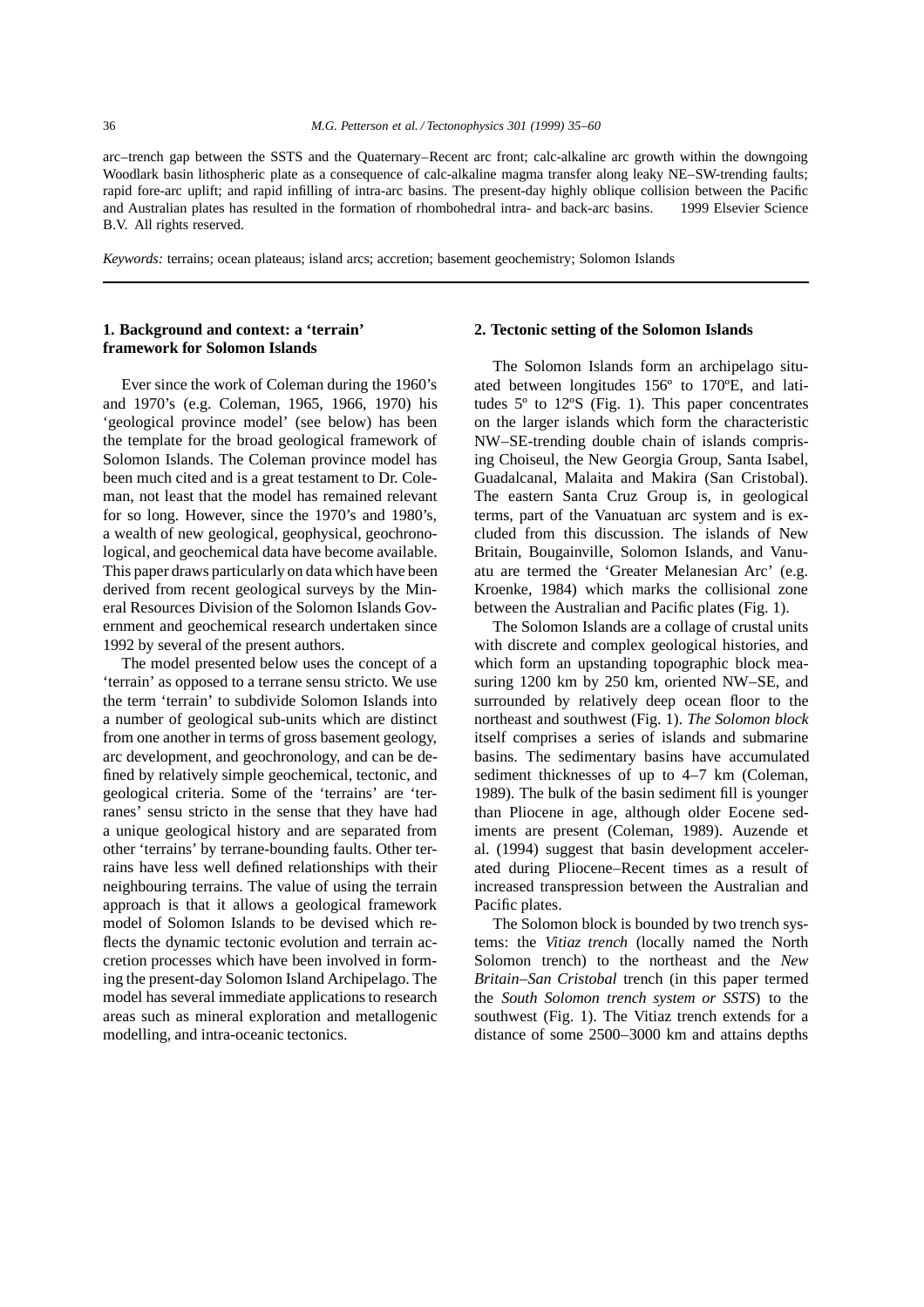arc–trench gap between the SSTS and the Quaternary–Recent arc front; calc-alkaline arc growth within the downgoing Woodlark basin lithospheric plate as a consequence of calc-alkaline magma transfer along leaky NE–SW-trending faults; rapid fore-arc uplift; and rapid infilling of intra-arc basins. The present-day highly oblique collision between the Pacific and Australian plates has resulted in the formation of rhombohedral intra- and back-arc basins. © 1999 Elsevier Science B.V. All rights reserved.

*Keywords:* terrains; ocean plateaus; island arcs; accretion; basement geochemistry; Solomon Islands

## 1. Background and context: a 'terrain' framework for Solomon Islands

Ever since the work of Coleman during the 1960's and 1970's (e.g. Coleman, 1965, 1966, 1970) his 'geological province model' (see below) has been the template for the broad geological framework of Solomon Islands. The Coleman province model has been much cited and is a great testament to Dr. Coleman, not least that the model has remained relevant for so long. However, since the 1970's and 1980's, a wealth of new geological, geophysical, geochronological, and geochemical data have become available. This paper draws particularly on data which have been derived from recent geological surveys by the Mineral Resources Division of the Solomon Islands Government and geochemical research undertaken since 1992 by several of the present authors.

The model presented below uses the concept of a 'terrain' as opposed to a terrane sensu stricto. We use the term 'terrain' to subdivide Solomon Islands into a number of geological sub-units which are distinct from one another in terms of gross basement geology, arc development, and geochronology, and can be defined by relatively simple geochemical, tectonic, and geological criteria. Some of the 'terrains' are 'terranes' sensu stricto in the sense that they have had a unique geological history and are separated from other 'terrains' by terrane-bounding faults. Other terrains have less well defined relationships with their neighbouring terrains. The value of using the terrain approach is that it allows a geological framework model of Solomon Islands to be devised which reflects the dynamic tectonic evolution and terrain accretion processes which have been involved in forming the present-day Solomon Island Archipelago. The model has several immediate applications to research areas such as mineral exploration and metallogenic modelling, and intra-oceanic tectonics.

## 2. Tectonic setting of the Solomon Islands

The Solomon Islands form an archipelago situated between longitudes 156º to 170ºE, and latitudes 5º to 12ºS (Fig. 1). This paper concentrates on the larger islands which form the characteristic NW–SE-trending double chain of islands comprising Choiseul, the New Georgia Group, Santa Isabel, Guadalcanal, Malaita and Makira (San Cristobal). The eastern Santa Cruz Group is, in geological terms, part of the Vanuatuan arc system and is excluded from this discussion. The islands of New Britain, Bougainville, Solomon Islands, and Vanuatu are termed the 'Greater Melanesian Arc' (e.g. Kroenke, 1984) which marks the collisional zone between the Australian and Pacific plates (Fig. 1).

The Solomon Islands are a collage of crustal units with discrete and complex geological histories, and which form an upstanding topographic block measuring 1200 km by 250 km, oriented NW–SE, and surrounded by relatively deep ocean floor to the northeast and southwest (Fig. 1). *The Solomon block* itself comprises a series of islands and submarine basins. The sedimentary basins have accumulated sediment thicknesses of up to 4–7 km (Coleman, 1989). The bulk of the basin sediment fill is younger than Pliocene in age, although older Eocene sediments are present (Coleman, 1989). Auzende et al. (1994) suggest that basin development accelerated during Pliocene–Recent times as a result of increased transpression between the Australian and Pacific plates.

The Solomon block is bounded by two trench systems: the *Vitiaz trench* (locally named the North Solomon trench) to the northeast and the *New Britain–San Cristobal* trench (in this paper termed the *South Solomon trench system or SSTS*) to the southwest (Fig. 1). The Vitiaz trench extends for a distance of some 2500–3000 km and attains depths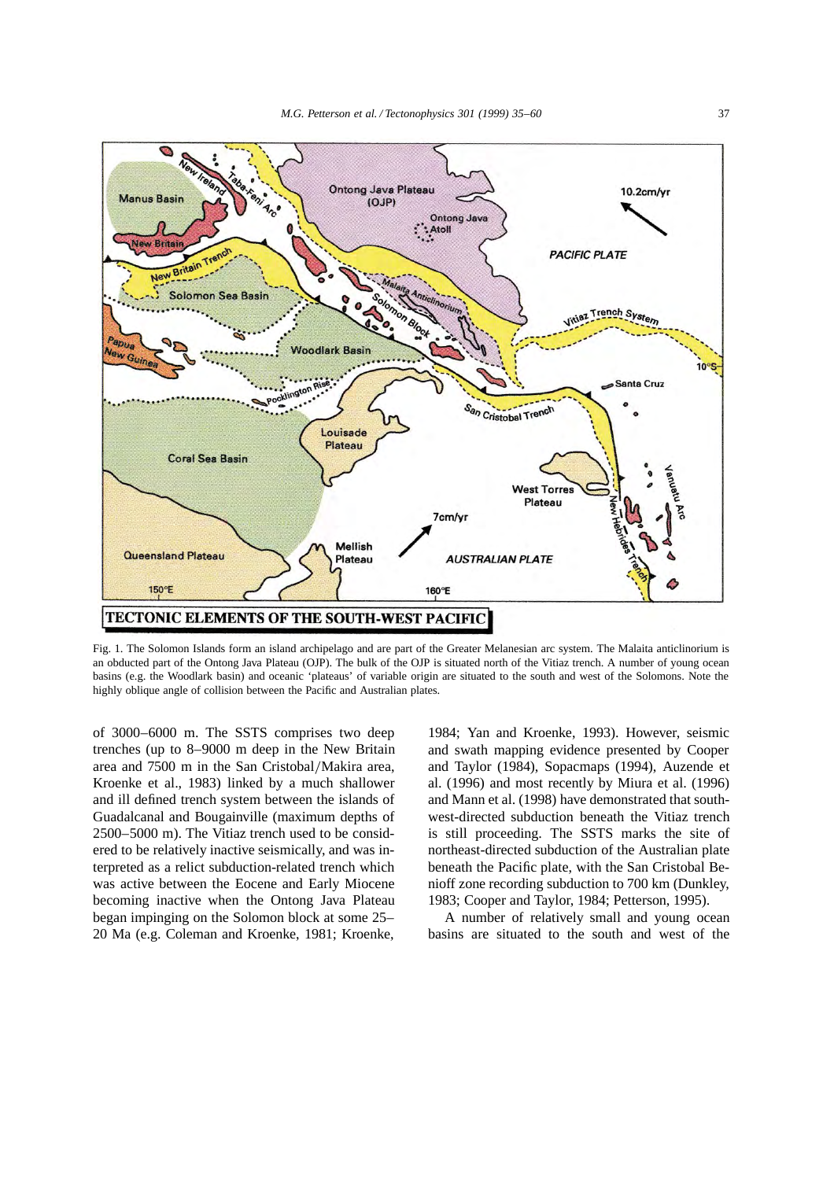Fig. 1. The Solomon Islands form an island archipelago and are part of the Greater Melanesian arc system. The Malaita anticlinorium is an obducted part of the Ontong Java Plateau (OJP). The bulk of the OJP is situated north of the Vitiaz trench. A number of young ocean basins (e.g. the Woodlark basin) and oceanic 'plateaus' of variable origin are situated to the south and west of the Solomons. Note the highly oblique angle of collision between the Pacific and Australian plates.

of 3000–6000 m. The SSTS comprises two deep trenches (up to 8–9000 m deep in the New Britain area and 7500 m in the San Cristobal/Makira area, Kroenke et al., 1983) linked by a much shallower and ill defined trench system between the islands of Guadalcanal and Bougainville (maximum depths of 2500–5000 m). The Vitiaz trench used to be considered to be relatively inactive seismically, and was interpreted as a relict subduction-related trench which was active between the Eocene and Early Miocene becoming inactive when the Ontong Java Plateau began impinging on the Solomon block at some 25–20 Ma (e.g. Coleman and Kroenke, 1981; Kroenke, 1984; Yan and Kroenke, 1993). However, seismic and swath mapping evidence presented by Cooper and Taylor (1984), Sopacmaps (1994), Auzende et al. (1996) and most recently by Miura et al. (1996) and Mann et al. (1998) have demonstrated that south-west-directed subduction beneath the Vitiaz trench is still proceeding. The SSTS marks the site of northeast-directed subduction of the Australian plate beneath the Pacific plate, with the San Cristobal Benioff zone recording subduction to 700 km (Dunkley, 1983; Cooper and Taylor, 1984; Petterson, 1995).

A number of relatively small and young ocean basins are situated to the south and west of the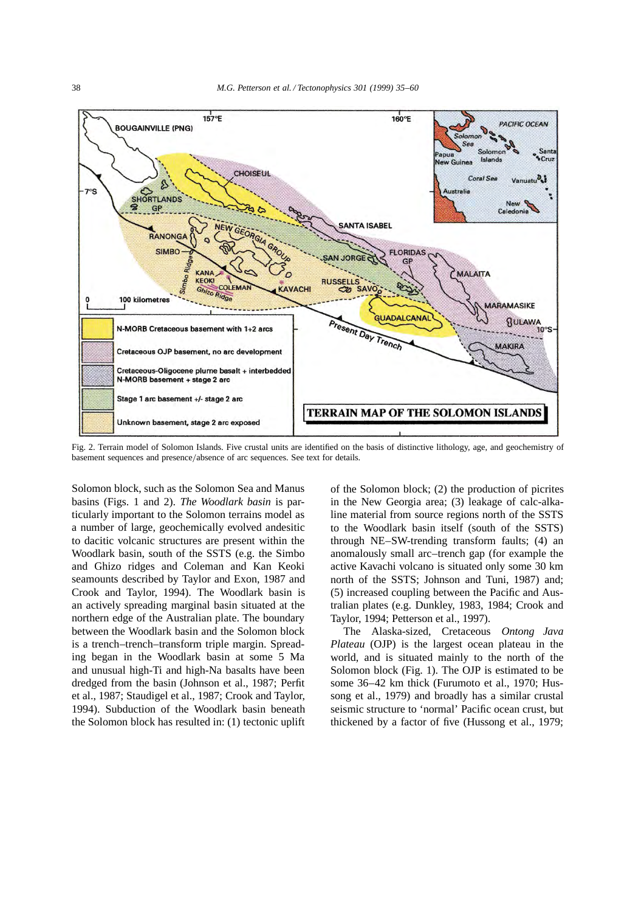Fig. 2. Terrain model of Solomon Islands. Five crustal units are identified on the basis of distinctive lithology, age, and geochemistry of basement sequences and presence/absence of arc sequences. See text for details.

Solomon block, such as the Solomon Sea and Manus basins (Figs. 1 and 2). *The Woodlark basin* is particularly important to the Solomon terrains model as a number of large, geochemically evolved andesitic to dacitic volcanic structures are present within the Woodlark basin, south of the SSTS (e.g. the Simbo and Ghizo ridges and Coleman and Kan Keoki seamounts described by Taylor and Exon, 1987 and Crook and Taylor, 1994). The Woodlark basin is an actively spreading marginal basin situated at the northern edge of the Australian plate. The boundary between the Woodlark basin and the Solomon block is a trench–trench–transform triple margin. Spreading began in the Woodlark basin at some 5 Ma and unusual high-Ti and high-Na basalts have been dredged from the basin (Johnson et al., 1987; Perfit et al., 1987; Staudigel et al., 1987; Crook and Taylor, 1994). Subduction of the Woodlark basin beneath the Solomon block has resulted in: (1) tectonic uplift of the Solomon block; (2) the production of picrites in the New Georgia area; (3) leakage of calc-alkaline material from source regions north of the SSTS to the Woodlark basin itself (south of the SSTS) through NE–SW-trending transform faults; (4) an anomalously small arc–trench gap (for example the active Kavachi volcano is situated only some 30 km north of the SSTS; Johnson and Tuni, 1987) and; (5) increased coupling between the Pacific and Australian plates (e.g. Dunkley, 1983, 1984; Crook and Taylor, 1994; Petterson et al., 1997).

The Alaska-sized, Cretaceous *Ontong Java Plateau* (OJP) is the largest ocean plateau in the world, and is situated mainly to the north of the Solomon block (Fig. 1). The OJP is estimated to be some 36–42 km thick (Furumoto et al., 1970; Hussong et al., 1979) and broadly has a similar crustal seismic structure to 'normal' Pacific ocean crust, but thickened by a factor of five (Hussong et al., 1979;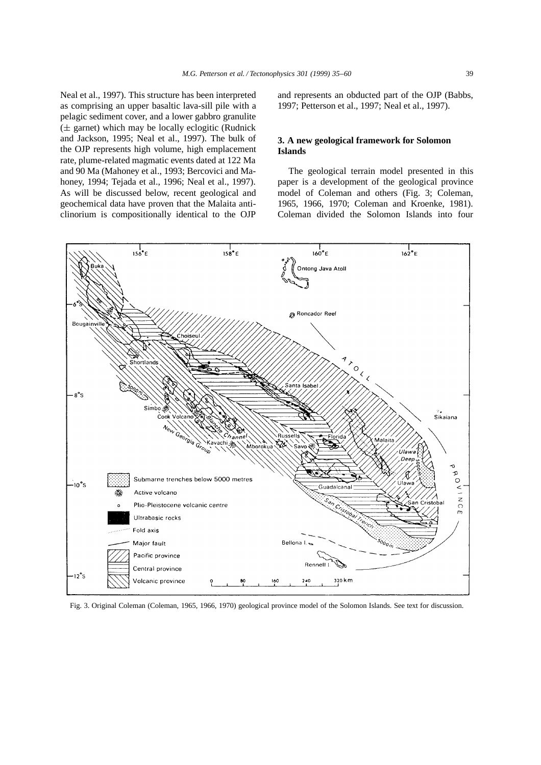Neal et al., 1997). This structure has been interpreted as comprising an upper basaltic lava-sill pile with a pelagic sediment cover, and a lower gabbro granulite (± garnet) which may be locally eclogitic (Rudnick and Jackson, 1995; Neal et al., 1997). The bulk of the OJP represents high volume, high emplacement rate, plume-related magmatic events dated at 122 Ma and 90 Ma (Mahoney et al., 1993; Bercovici and Mahoney, 1994; Tejada et al., 1996; Neal et al., 1997). As will be discussed below, recent geological and geochemical data have proven that the Malaita anticlinorium is compositionally identical to the OJP and represents an obducted part of the OJP (Babbs, 1997; Petterson et al., 1997; Neal et al., 1997).

## 3. A new geological framework for Solomon Islands

The geological terrain model presented in this paper is a development of the geological province model of Coleman and others (Fig. 3; Coleman, 1965, 1966, 1970; Coleman and Kroenke, 1981). Coleman divided the Solomon Islands into four

Fig. 3. Original Coleman (Coleman, 1965, 1966, 1970) geological province model of the Solomon Islands. See text for discussion.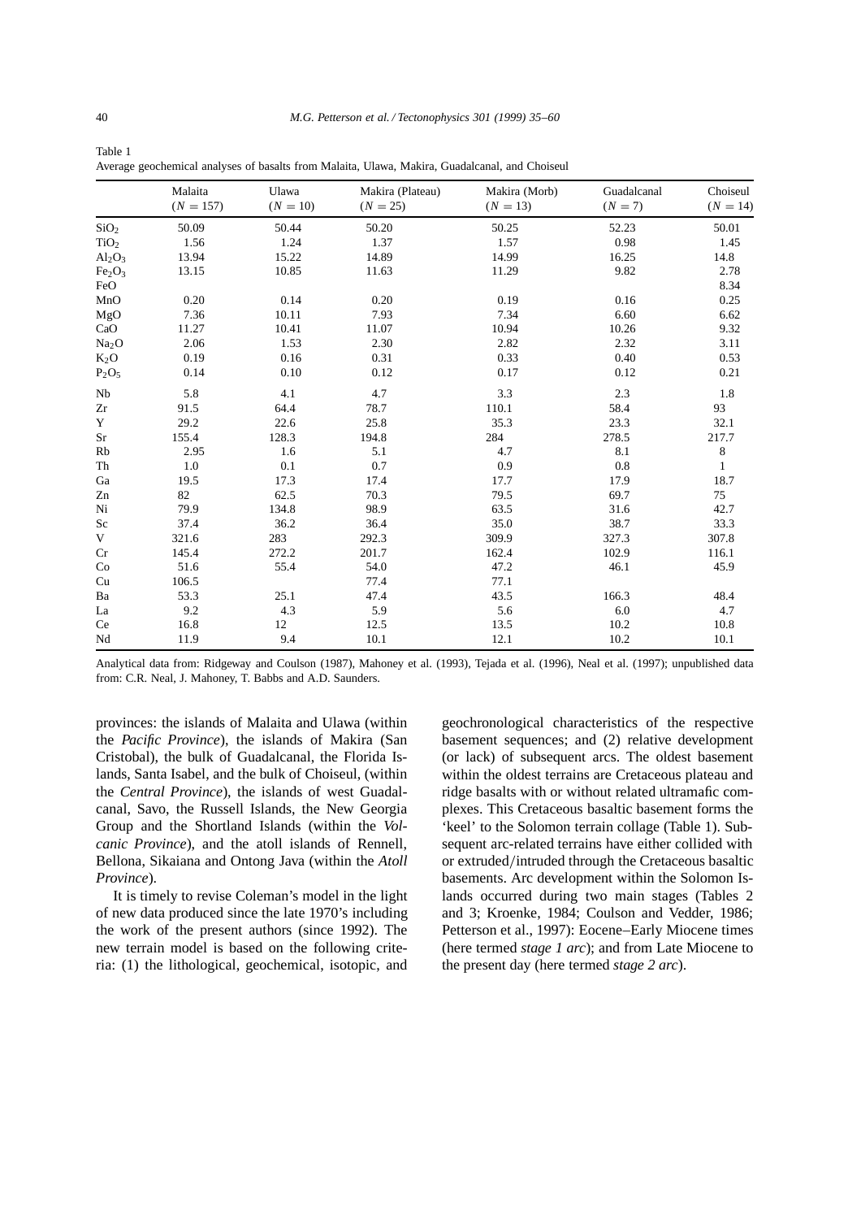Table 1
Average geochemical analyses of basalts from Malaita, Ulawa, Makira, Guadalcanal, and Choiseul

| | Malaita ($N = 157$) | Ulawa ($N = 10$) | Makira (Plateau) ($N = 25$) | Makira (Morb) ($N = 13$) | Guadalcanal ($N = 7$) | Choiseul ($N = 14$) |
|---|---|---|---|---|---|---|
| $SiO_2$ | 50.09 | 50.44 | 50.20 | 50.25 | 52.23 | 50.01 |
| $TiO_2$ | 1.56 | 1.24 | 1.37 | 1.57 | 0.98 | 1.45 |
| $Al_2O_3$ | 13.94 | 15.22 | 14.89 | 14.99 | 16.25 | 14.8 |
| $Fe_2O_3$ | 13.15 | 10.85 | 11.63 | 11.29 | 9.82 | 2.78 |
| FeO | | | | | | 8.34 |
| MnO | 0.20 | 0.14 | 0.20 | 0.19 | 0.16 | 0.25 |
| MgO | 7.36 | 10.11 | 7.93 | 7.34 | 6.60 | 6.62 |
| CaO | 11.27 | 10.41 | 11.07 | 10.94 | 10.26 | 9.32 |
| $Na_2O$ | 2.06 | 1.53 | 2.30 | 2.82 | 2.32 | 3.11 |
| $K_2O$ | 0.19 | 0.16 | 0.31 | 0.33 | 0.40 | 0.53 |
| $P_2O_5$ | 0.14 | 0.10 | 0.12 | 0.17 | 0.12 | 0.21 |
| Nb | 5.8 | 4.1 | 4.7 | 3.3 | 2.3 | 1.8 |
| Zr | 91.5 | 64.4 | 78.7 | 110.1 | 58.4 | 93 |
| Y | 29.2 | 22.6 | 25.8 | 35.3 | 23.3 | 32.1 |
| Sr | 155.4 | 128.3 | 194.8 | 284 | 278.5 | 217.7 |
| Rb | 2.95 | 1.6 | 5.1 | 4.7 | 8.1 | 8 |
| Th | 1.0 | 0.1 | 0.7 | 0.9 | 0.8 | 1 |
| Ga | 19.5 | 17.3 | 17.4 | 17.7 | 17.9 | 18.7 |
| Zn | 82 | 62.5 | 70.3 | 79.5 | 69.7 | 75 |
| Ni | 79.9 | 134.8 | 98.9 | 63.5 | 31.6 | 42.7 |
| Sc | 37.4 | 36.2 | 36.4 | 35.0 | 38.7 | 33.3 |
| V | 321.6 | 283 | 292.3 | 309.9 | 327.3 | 307.8 |
| Cr | 145.4 | 272.2 | 201.7 | 162.4 | 102.9 | 116.1 |
| Co | 51.6 | 55.4 | 54.0 | 47.2 | 46.1 | 45.9 |
| Cu | 106.5 | | 77.4 | 77.1 | | |
| Ba | 53.3 | 25.1 | 47.4 | 43.5 | 166.3 | 48.4 |
| La | 9.2 | 4.3 | 5.9 | 5.6 | 6.0 | 4.7 |
| Ce | 16.8 | 12 | 12.5 | 13.5 | 10.2 | 10.8 |
| Nd | 11.9 | 9.4 | 10.1 | 12.1 | 10.2 | 10.1 |

Analytical data from: Ridgeway and Coulson (1987), Mahoney et al. (1993), Tejada et al. (1996), Neal et al. (1997); unpublished data from: C.R. Neal, J. Mahoney, T. Babbs and A.D. Saunders.

provinces: the islands of Malaita and Ulawa (within the *Pacific Province*), the islands of Makira (San Cristobal), the bulk of Guadalcanal, the Florida Islands, Santa Isabel, and the bulk of Choiseul, (within the *Central Province*), the islands of west Guadalcanal, Savo, the Russell Islands, the New Georgia Group and the Shortland Islands (within the *Volcanic Province*), and the atoll islands of Rennell, Bellona, Sikaiana and Ontong Java (within the *Atoll Province*).

It is timely to revise Coleman's model in the light of new data produced since the late 1970's including the work of the present authors (since 1992). The new terrain model is based on the following criteria: (1) the lithological, geochemical, isotopic, and geochronological characteristics of the respective basement sequences; and (2) relative development (or lack) of subsequent arcs. The oldest basement within the oldest terrains are Cretaceous plateau and ridge basalts with or without related ultramafic complexes. This Cretaceous basaltic basement forms the 'keel' to the Solomon terrain collage (Table 1). Subsequent arc-related terrains have either collided with or extruded/intruded through the Cretaceous basaltic basements. Arc development within the Solomon Islands occurred during two main stages (Tables 2 and 3; Kroenke, 1984; Coulson and Vedder, 1986; Petterson et al., 1997): Eocene–Early Miocene times (here termed *stage 1 arc*); and from Late Miocene to the present day (here termed *stage 2 arc*).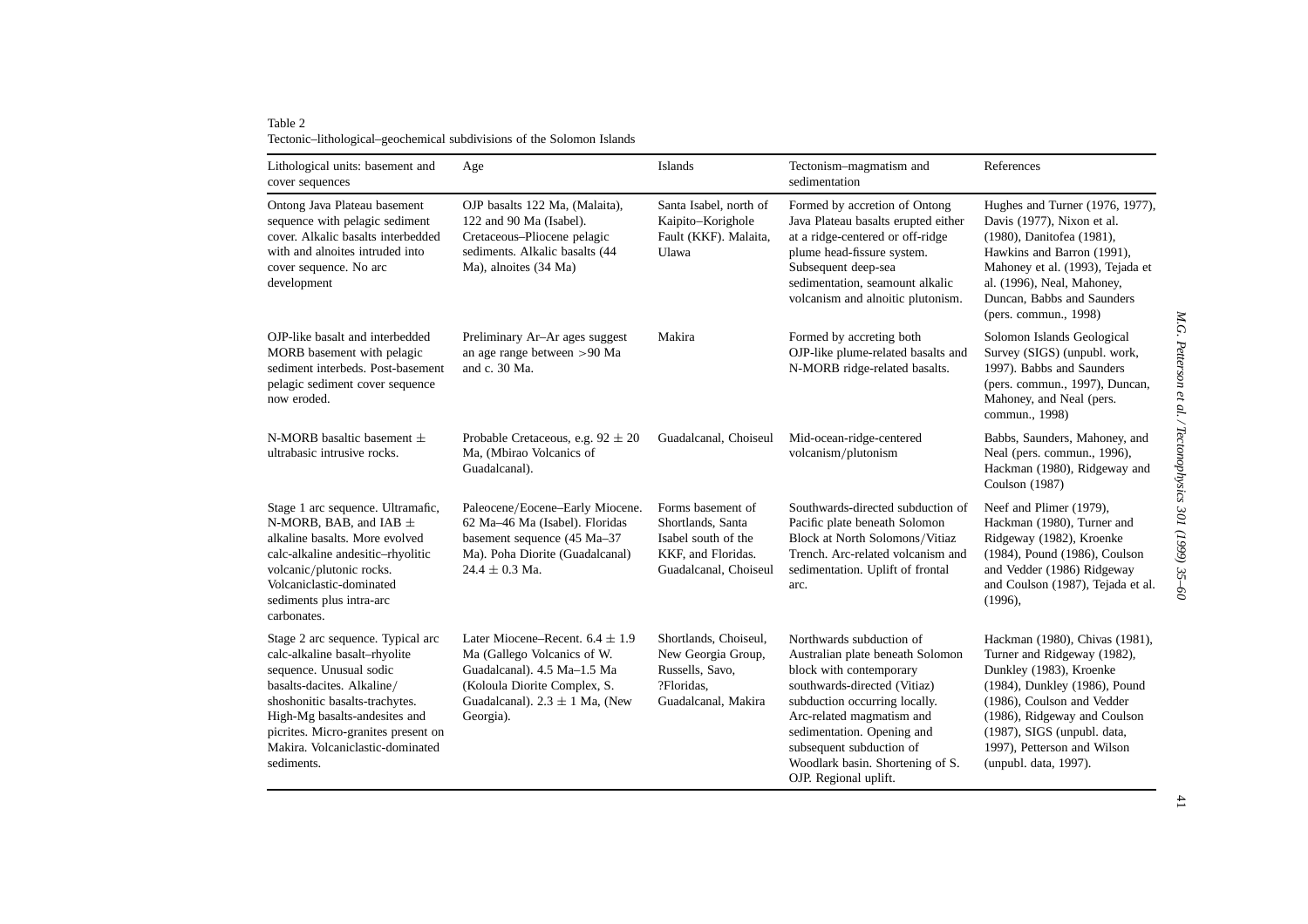Table 2
Tectonic–lithological–geochemical subdivisions of the Solomon Islands

| Lithological units: basement and cover sequences | Age | Islands | Tectonism–magmatism and sedimentation | References |
|---|---|---|---|---|
| Ontong Java Plateau basement sequence with pelagic sediment cover. Alkalic basalts interbedded with and alnoites intruded into cover sequence. No arc development | OJP basalts 122 Ma, (Malaita), 122 and 90 Ma (Isabel). Cretaceous–Pliocene pelagic sediments. Alkalic basalts (44 Ma), alnoites (34 Ma) | Santa Isabel, north of Kaipito–Korighole Fault (KKF). Malaita, Ulawa | Formed by accretion of Ontong Java Plateau basalts erupted either at a ridge-centered or off-ridge plume head-fissure system. Subsequent deep-sea sedimentation, seamount alkalic volcanism and alnoitic plutonism. | Hughes and Turner (1976, 1977), Davis (1977), Nixon et al. (1980), Danitofea (1981), Hawkins and Barron (1991), Mahoney et al. (1993), Tejada et al. (1996), Neal, Mahoney, Duncan, Babbs and Saunders (pers. commun., 1998) |
| OJP-like basalt and interbedded MORB basement with pelagic sediment interbeds. Post-basement pelagic sediment cover sequence now eroded. | Preliminary Ar–Ar ages suggest an age range between >90 Ma and c. 30 Ma. | Makira | Formed by accreting both OJP-like plume-related basalts and N-MORB ridge-related basalts. | Solomon Islands Geological Survey (SIGS) (unpubl. work, 1997). Babbs and Saunders (pers. commun., 1997), Duncan, Mahoney, and Neal (pers. commun., 1998) |
| N-MORB basaltic basement ± ultrabasic intrusive rocks. | Probable Cretaceous, e.g. 92 ± 20 Ma, (Mbirao Volcanics of Guadalcanal). | Guadalcanal, Choiseul | Mid-ocean-ridge-centered volcanism/plutonism | Babbs, Saunders, Mahoney, and Neal (pers. commun., 1996), Hackman (1980), Ridgeway and Coulson (1987) |
| Stage 1 arc sequence. Ultramafic, N-MORB, BAB, and IAB ± alkaline basalts. More evolved calc-alkaline andesitic–rhyolitic volcanic/plutonic rocks. Volcaniclastic-dominated sediments plus intra-arc carbonates. | Paleocene/Eocene–Early Miocene. 62 Ma–46 Ma (Isabel). Floridas basement sequence (45 Ma–37 Ma). Poha Diorite (Guadalcanal) 24.4 ± 0.3 Ma. | Forms basement of Shortlands, Santa Isabel south of the KKF, and Floridas. Guadalcanal, Choiseul | Southwards-directed subduction of Pacific plate beneath Solomon Block at North Solomons/Vitiaz Trench. Arc-related volcanism and sedimentation. Uplift of frontal arc. | Neef and Plimer (1979), Hackman (1980), Turner and Ridgeway (1982), Kroenke (1984), Pound (1986), Coulson and Vedder (1986) Ridgeway and Coulson (1987), Tejada et al. (1996), |
| Stage 2 arc sequence. Typical arc calc-alkaline basalt–rhyolite sequence. Unusual sodic basalts-dacites. Alkaline/shoshonitic basalts-trachytes. High-Mg basalts-andesites and picrites. Micro-granites present on Makira. Volcaniclastic-dominated sediments. | Later Miocene–Recent. 6.4 ± 1.9 Ma (Gallego Volcanics of W. Guadalcanal). 4.5 Ma–1.5 Ma (Koloula Diorite Complex, S. Guadalcanal). 2.3 ± 1 Ma, (New Georgia). | Shortlands, Choiseul, New Georgia Group, Russells, Savo, ?Floridas, Guadalcanal, Makira | Northwards subduction of Australian plate beneath Solomon block with contemporary southwards-directed (Vitiaz) subduction occurring locally. Arc-related magmatism and sedimentation. Opening and subsequent subduction of Woodlark basin. Shortening of S. OJP. Regional uplift. | Hackman (1980), Chivas (1981), Turner and Ridgeway (1982), Dunkley (1983), Kroenke (1984), Dunkley (1986), Pound (1986), Coulson and Vedder (1986), Ridgeway and Coulson (1987), SIGS (unpubl. data, 1997), Petterson and Wilson (unpubl. data, 1997). |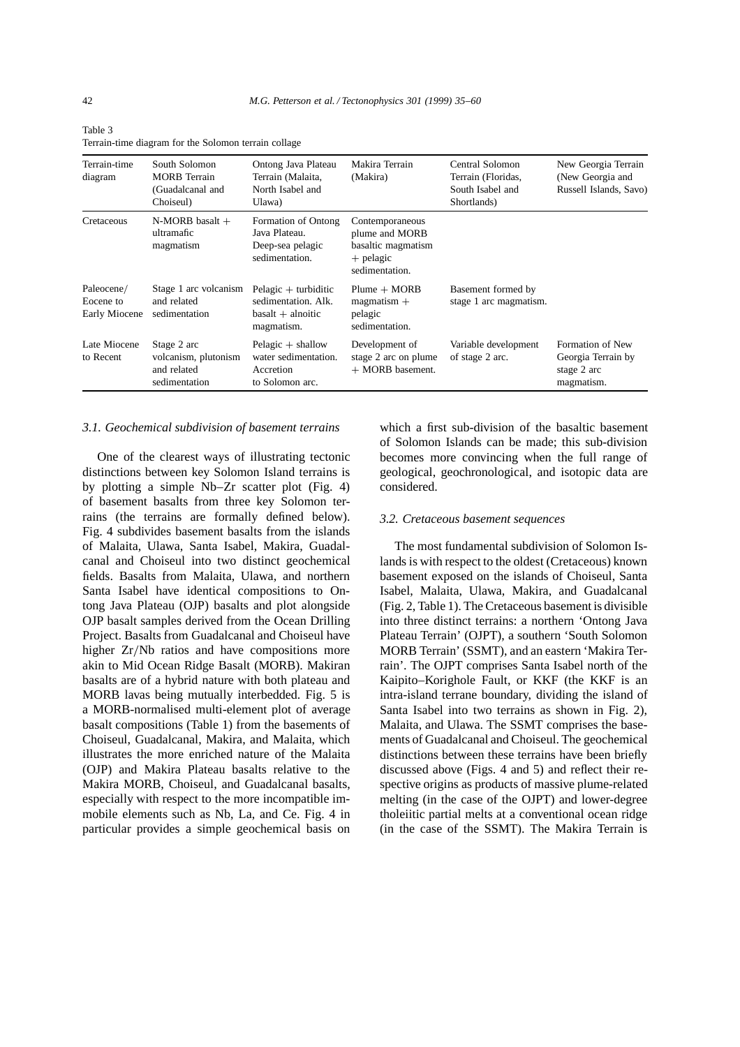Table 3
Terrain-time diagram for the Solomon terrain collage

| Terrain-time diagram | South Solomon MORB Terrain (Guadalcanal and Choiseul) | Ontong Java Plateau Terrain (Malaita, North Isabel and Ulawa) | Makira Terrain (Makira) | Central Solomon Terrain (Floridas, South Isabel and Shortlands) | New Georgia Terrain (New Georgia and Russell Islands, Savo) |
|---|---|---|---|---|---|
| Cretaceous | N-MORB basalt + ultramafic magmatism | Formation of Ontong Java Plateau. Deep-sea pelagic sedimentation. | Contemporaneous plume and MORB basaltic magmatism + pelagic sedimentation. | | |
| Paleocene/ Eocene to Early Miocene | Stage 1 arc volcanism and related sedimentation | Pelagic + turbiditic sedimentation. Alk. basalt + alnoitic magmatism. | Plume + MORB magmatism + pelagic sedimentation. | Basement formed by stage 1 arc magmatism. | |
| Late Miocene to Recent | Stage 2 arc volcanism, plutonism and related sedimentation | Pelagic + shallow water sedimentation. Accretion to Solomon arc. | Development of stage 2 arc on plume + MORB basement. | Variable development of stage 2 arc. | Formation of New Georgia Terrain by stage 2 arc magmatism. |

### 3.1. Geochemical subdivision of basement terrains

One of the clearest ways of illustrating tectonic distinctions between key Solomon Island terrains is by plotting a simple Nb–Zr scatter plot (Fig. 4) of basement basalts from three key Solomon terrains (the terrains are formally defined below). Fig. 4 subdivides basement basalts from the islands of Malaita, Ulawa, Santa Isabel, Makira, Guadalcanal and Choiseul into two distinct geochemical fields. Basalts from Malaita, Ulawa, and northern Santa Isabel have identical compositions to Ontong Java Plateau (OJP) basalts and plot alongside OJP basalt samples derived from the Ocean Drilling Project. Basalts from Guadalcanal and Choiseul have higher Zr/Nb ratios and have compositions more akin to Mid Ocean Ridge Basalt (MORB). Makiran basalts are of a hybrid nature with both plateau and MORB lavas being mutually interbedded. Fig. 5 is a MORB-normalised multi-element plot of average basalt compositions (Table 1) from the basements of Choiseul, Guadalcanal, Makira, and Malaita, which illustrates the more enriched nature of the Malaita (OJP) and Makira Plateau basalts relative to the Makira MORB, Choiseul, and Guadalcanal basalts, especially with respect to the more incompatible immobile elements such as Nb, La, and Ce. Fig. 4 in particular provides a simple geochemical basis on which a first sub-division of the basaltic basement of Solomon Islands can be made; this sub-division becomes more convincing when the full range of geological, geochronological, and isotopic data are considered.

### 3.2. Cretaceous basement sequences

The most fundamental subdivision of Solomon Islands is with respect to the oldest (Cretaceous) known basement exposed on the islands of Choiseul, Santa Isabel, Malaita, Ulawa, Makira, and Guadalcanal (Fig. 2, Table 1). The Cretaceous basement is divisible into three distinct terrains: a northern 'Ontong Java Plateau Terrain' (OJPT), a southern 'South Solomon MORB Terrain' (SSMT), and an eastern 'Makira Terrain'. The OJPT comprises Santa Isabel north of the Kaipito–Korighole Fault, or KKF (the KKF is an intra-island terrane boundary, dividing the island of Santa Isabel into two terrains as shown in Fig. 2), Malaita, and Ulawa. The SSMT comprises the basements of Guadalcanal and Choiseul. The geochemical distinctions between these terrains have been briefly discussed above (Figs. 4 and 5) and reflect their respective origins as products of massive plume-related melting (in the case of the OJPT) and lower-degree tholeiitic partial melts at a conventional ocean ridge (in the case of the SSMT). The Makira Terrain is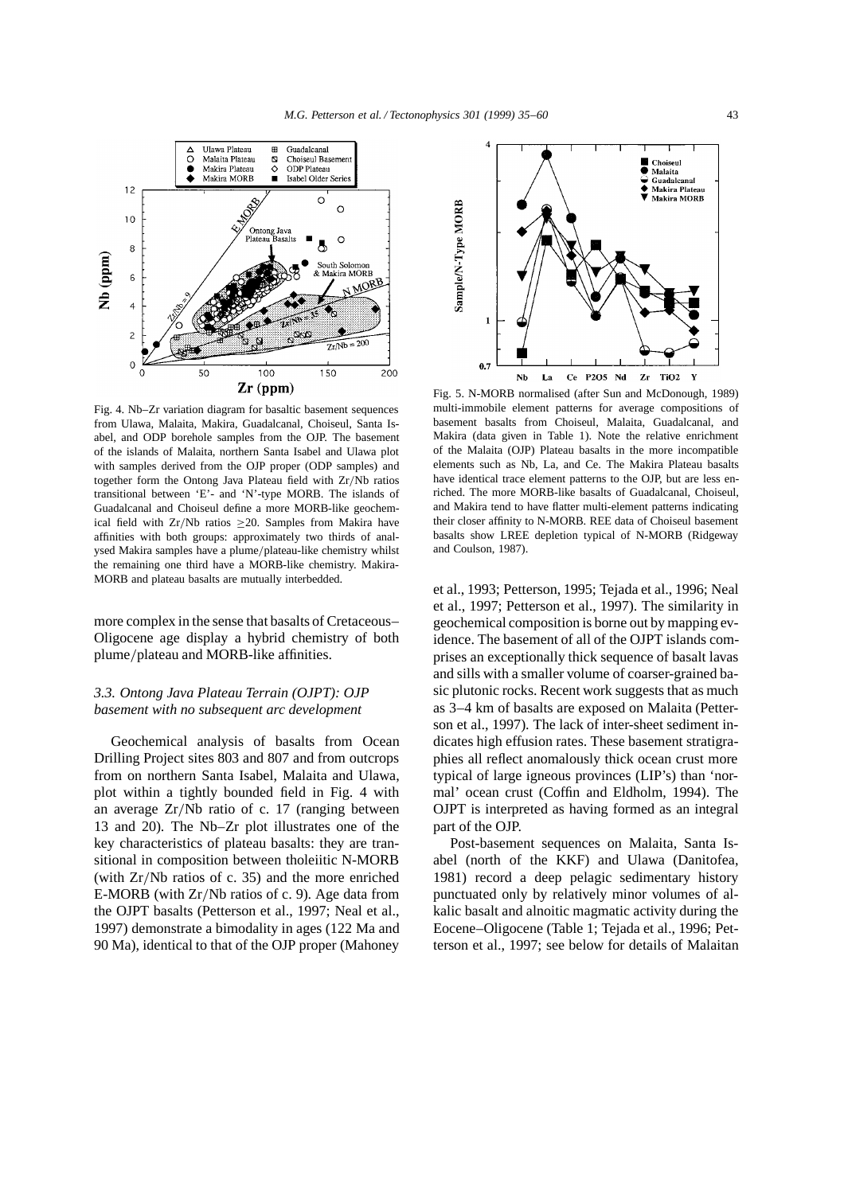Fig. 4. Nb–Zr variation diagram for basaltic basement sequences from Ulawa, Malaita, Makira, Guadalcanal, Choiseul, Santa Isabel, and ODP borehole samples from the OJP. The basement of the islands of Malaita, northern Santa Isabel and Ulawa plot with samples derived from the OJP proper (ODP samples) and together form the Ontong Java Plateau field with Zr/Nb ratios transitional between 'E'- and 'N'-type MORB. The islands of Guadalcanal and Choiseul define a more MORB-like geochemical field with Zr/Nb ratios $\geq$20. Samples from Makira have affinities with both groups: approximately two thirds of analysed Makira samples have a plume/plateau-like chemistry whilst the remaining one third have a MORB-like chemistry. Makira-MORB and plateau basalts are mutually interbedded.

Fig. 5. N-MORB normalised (after Sun and McDonough, 1989) multi-immobile element patterns for average compositions of basement basalts from Choiseul, Malaita, Guadalcanal, and Makira (data given in Table 1). Note the relative enrichment of the Malaita (OJP) Plateau basalts in the more incompatible elements such as Nb, La, and Ce. The Makira Plateau basalts have identical trace element patterns to the OJP, but are less enriched. The more MORB-like basalts of Guadalcanal, Choiseul, and Makira tend to have flatter multi-element patterns indicating their closer affinity to N-MORB. REE data of Choiseul basement basalts show LREE depletion typical of N-MORB (Ridgeway and Coulson, 1987).

more complex in the sense that basalts of Cretaceous–Oligocene age display a hybrid chemistry of both plume/plateau and MORB-like affinities.

### 3.3. Ontong Java Plateau Terrain (OJPT): OJP basement with no subsequent arc development

Geochemical analysis of basalts from Ocean Drilling Project sites 803 and 807 and from outcrops from on northern Santa Isabel, Malaita and Ulawa, plot within a tightly bounded field in Fig. 4 with an average Zr/Nb ratio of c. 17 (ranging between 13 and 20). The Nb–Zr plot illustrates one of the key characteristics of plateau basalts: they are transitional in composition between tholeiitic N-MORB (with Zr/Nb ratios of c. 35) and the more enriched E-MORB (with Zr/Nb ratios of c. 9). Age data from the OJPT basalts (Petterson et al., 1997; Neal et al., 1997) demonstrate a bimodality in ages (122 Ma and 90 Ma), identical to that of the OJP proper (Mahoney et al., 1993; Petterson, 1995; Tejada et al., 1996; Neal et al., 1997; Petterson et al., 1997). The similarity in geochemical composition is borne out by mapping evidence. The basement of all of the OJPT islands comprises an exceptionally thick sequence of basalt lavas and sills with a smaller volume of coarser-grained basic plutonic rocks. Recent work suggests that as much as 3–4 km of basalts are exposed on Malaita (Petterson et al., 1997). The lack of inter-sheet sediment indicates high effusion rates. These basement stratigraphies all reflect anomalously thick ocean crust more typical of large igneous provinces (LIP's) than 'normal' ocean crust (Coffin and Eldholm, 1994). The OJPT is interpreted as having formed as an integral part of the OJP.

Post-basement sequences on Malaita, Santa Isabel (north of the KKF) and Ulawa (Danitofea, 1981) record a deep pelagic sedimentary history punctuated only by relatively minor volumes of alkalic basalt and alnoitic magmatic activity during the Eocene–Oligocene (Table 1; Tejada et al., 1996; Petterson et al., 1997; see below for details of Malaitan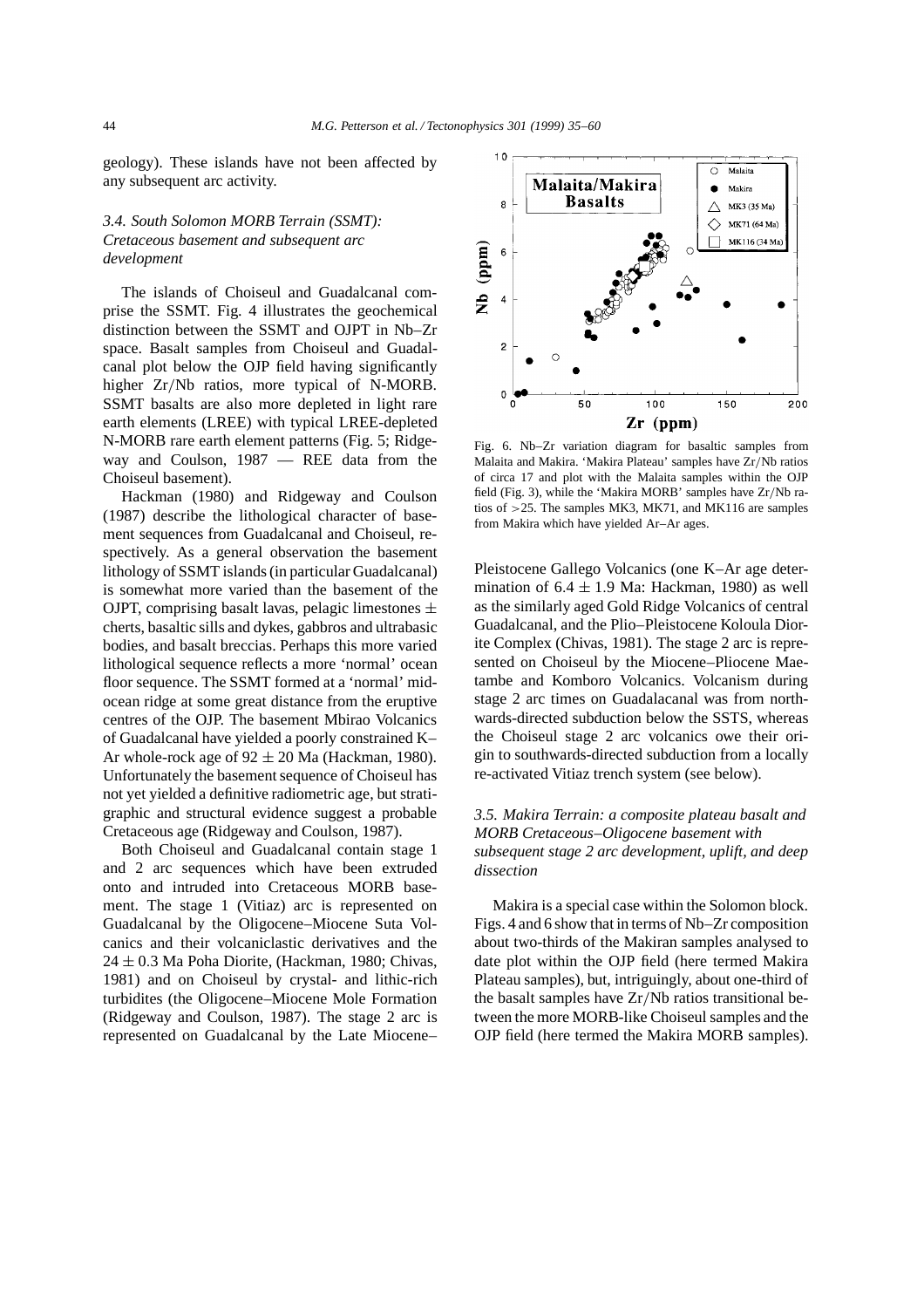geology). These islands have not been affected by any subsequent arc activity.

### 3.4. South Solomon MORB Terrain (SSMT): Cretaceous basement and subsequent arc development

The islands of Choiseul and Guadalcanal comprise the SSMT. Fig. 4 illustrates the geochemical distinction between the SSMT and OJPT in Nb–Zr space. Basalt samples from Choiseul and Guadalcanal plot below the OJP field having significantly higher Zr/Nb ratios, more typical of N-MORB. SSMT basalts are also more depleted in light rare earth elements (LREE) with typical LREE-depleted N-MORB rare earth element patterns (Fig. 5; Ridgeway and Coulson, 1987 — REE data from the Choiseul basement).

Hackman (1980) and Ridgeway and Coulson (1987) describe the lithological character of basement sequences from Guadalcanal and Choiseul, respectively. As a general observation the basement lithology of SSMT islands (in particular Guadalcanal) is somewhat more varied than the basement of the OJPT, comprising basalt lavas, pelagic limestones ± cherts, basaltic sills and dykes, gabbros and ultrabasic bodies, and basalt breccias. Perhaps this more varied lithological sequence reflects a more 'normal' ocean floor sequence. The SSMT formed at a 'normal' mid-ocean ridge at some great distance from the eruptive centres of the OJP. The basement Mbirao Volcanics of Guadalcanal have yielded a poorly constrained K–Ar whole-rock age of 92 ± 20 Ma (Hackman, 1980). Unfortunately the basement sequence of Choiseul has not yet yielded a definitive radiometric age, but stratigraphic and structural evidence suggest a probable Cretaceous age (Ridgeway and Coulson, 1987).

Both Choiseul and Guadalcanal contain stage 1 and 2 arc sequences which have been extruded onto and intruded into Cretaceous MORB basement. The stage 1 (Vitiaz) arc is represented on Guadalcanal by the Oligocene–Miocene Suta Volcanics and their volcaniclastic derivatives and the 24 ± 0.3 Ma Poha Diorite, (Hackman, 1980; Chivas, 1981) and on Choiseul by crystal- and lithic-rich turbidites (the Oligocene–Miocene Mole Formation (Ridgeway and Coulson, 1987). The stage 2 arc is represented on Guadalcanal by the Late Miocene–Pleistocene Gallego Volcanics (one K–Ar age determination of 6.4 ± 1.9 Ma: Hackman, 1980) as well as the similarly aged Gold Ridge Volcanics of central Guadalcanal, and the Plio–Pleistocene Koloula Diorite Complex (Chivas, 1981). The stage 2 arc is represented on Choiseul by the Miocene–Pliocene Maetambe and Komboro Volcanics. Volcanism during stage 2 arc times on Guadalacanal was from northwards-directed subduction below the SSTS, whereas the Choiseul stage 2 arc volcanics owe their origin to southwards-directed subduction from a locally re-activated Vitiaz trench system (see below).

Fig. 6. Nb–Zr variation diagram for basaltic samples from Malaita and Makira. 'Makira Plateau' samples have Zr/Nb ratios of circa 17 and plot with the Malaita samples within the OJP field (Fig. 3), while the 'Makira MORB' samples have Zr/Nb ratios of >25. The samples MK3, MK71, and MK116 are samples from Makira which have yielded Ar–Ar ages.

### 3.5. Makira Terrain: a composite plateau basalt and MORB Cretaceous–Oligocene basement with subsequent stage 2 arc development, uplift, and deep dissection

Makira is a special case within the Solomon block. Figs. 4 and 6 show that in terms of Nb–Zr composition about two-thirds of the Makiran samples analysed to date plot within the OJP field (here termed Makira Plateau samples), but, intriguingly, about one-third of the basalt samples have Zr/Nb ratios transitional between the more MORB-like Choiseul samples and the OJP field (here termed the Makira MORB samples).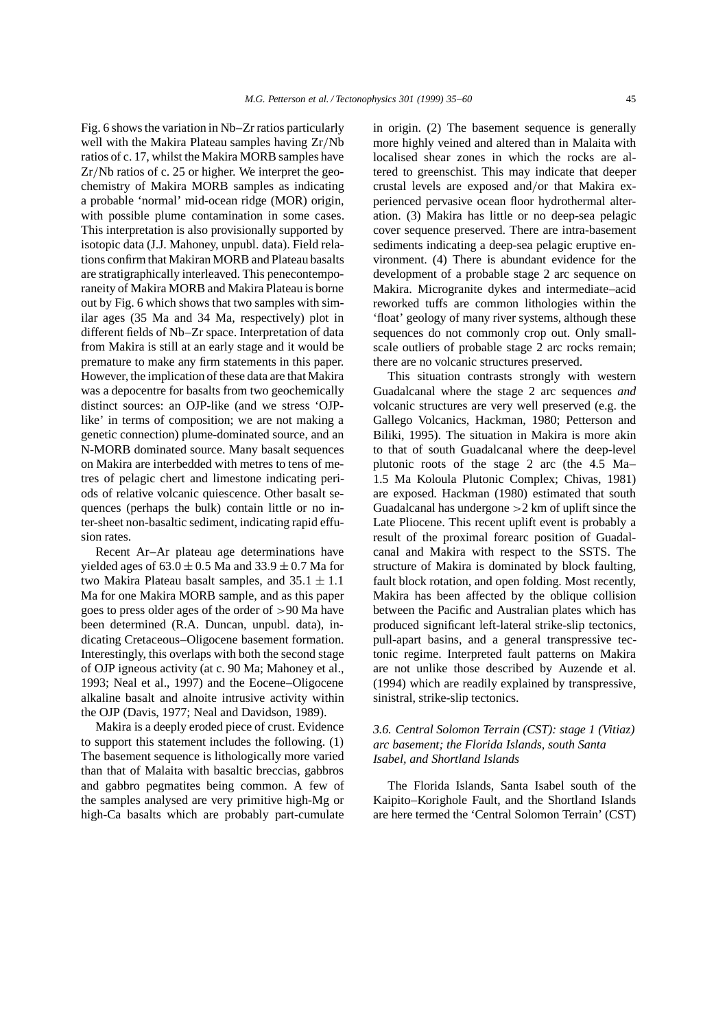Fig. 6 shows the variation in Nb–Zr ratios particularly well with the Makira Plateau samples having Zr/Nb ratios of c. 17, whilst the Makira MORB samples have Zr/Nb ratios of c. 25 or higher. We interpret the geochemistry of Makira MORB samples as indicating a probable 'normal' mid-ocean ridge (MOR) origin, with possible plume contamination in some cases. This interpretation is also provisionally supported by isotopic data (J.J. Mahoney, unpubl. data). Field relations confirm that Makiran MORB and Plateau basalts are stratigraphically interleaved. This penecontemporaneity of Makira MORB and Makira Plateau is borne out by Fig. 6 which shows that two samples with similar ages (35 Ma and 34 Ma, respectively) plot in different fields of Nb–Zr space. Interpretation of data from Makira is still at an early stage and it would be premature to make any firm statements in this paper. However, the implication of these data are that Makira was a depocentre for basalts from two geochemically distinct sources: an OJP-like (and we stress 'OJP-like' in terms of composition; we are not making a genetic connection) plume-dominated source, and an N-MORB dominated source. Many basalt sequences on Makira are interbedded with metres to tens of metres of pelagic chert and limestone indicating periods of relative volcanic quiescence. Other basalt sequences (perhaps the bulk) contain little or no inter-sheet non-basaltic sediment, indicating rapid effusion rates.

Recent Ar–Ar plateau age determinations have yielded ages of $63.0 \pm 0.5$ Ma and $33.9 \pm 0.7$ Ma for two Makira Plateau basalt samples, and $35.1 \pm 1.1$ Ma for one Makira MORB sample, and as this paper goes to press older ages of the order of $>90$ Ma have been determined (R.A. Duncan, unpubl. data), indicating Cretaceous–Oligocene basement formation. Interestingly, this overlaps with both the second stage of OJP igneous activity (at c. 90 Ma; Mahoney et al., 1993; Neal et al., 1997) and the Eocene–Oligocene alkaline basalt and alnoite intrusive activity within the OJP (Davis, 1977; Neal and Davidson, 1989).

Makira is a deeply eroded piece of crust. Evidence to support this statement includes the following. (1) The basement sequence is lithologically more varied than that of Malaita with basaltic breccias, gabbros and gabbro pegmatites being common. A few of the samples analysed are very primitive high-Mg or high-Ca basalts which are probably part-cumulate in origin. (2) The basement sequence is generally more highly veined and altered than in Malaita with localised shear zones in which the rocks are altered to greenschist. This may indicate that deeper crustal levels are exposed and/or that Makira experienced pervasive ocean floor hydrothermal alteration. (3) Makira has little or no deep-sea pelagic cover sequence preserved. There are intra-basement sediments indicating a deep-sea pelagic eruptive environment. (4) There is abundant evidence for the development of a probable stage 2 arc sequence on Makira. Microgranite dykes and intermediate–acid reworked tuffs are common lithologies within the 'float' geology of many river systems, although these sequences do not commonly crop out. Only small-scale outliers of probable stage 2 arc rocks remain; there are no volcanic structures preserved.

This situation contrasts strongly with western Guadalcanal where the stage 2 arc sequences *and* volcanic structures are very well preserved (e.g. the Gallego Volcanics, Hackman, 1980; Petterson and Biliki, 1995). The situation in Makira is more akin to that of south Guadalcanal where the deep-level plutonic roots of the stage 2 arc (the 4.5 Ma–1.5 Ma Koloula Plutonic Complex; Chivas, 1981) are exposed. Hackman (1980) estimated that south Guadalcanal has undergone $>2$ km of uplift since the Late Pliocene. This recent uplift event is probably a result of the proximal forearc position of Guadalcanal and Makira with respect to the SSTS. The structure of Makira is dominated by block faulting, fault block rotation, and open folding. Most recently, Makira has been affected by the oblique collision between the Pacific and Australian plates which has produced significant left-lateral strike-slip tectonics, pull-apart basins, and a general transpressive tectonic regime. Interpreted fault patterns on Makira are not unlike those described by Auzende et al. (1994) which are readily explained by transpressive, sinistral, strike-slip tectonics.

### *3.6. Central Solomon Terrain (CST): stage 1 (Vitiaz) arc basement; the Florida Islands, south Santa Isabel, and Shortland Islands*

The Florida Islands, Santa Isabel south of the Kaipito–Korighole Fault, and the Shortland Islands are here termed the 'Central Solomon Terrain' (CST)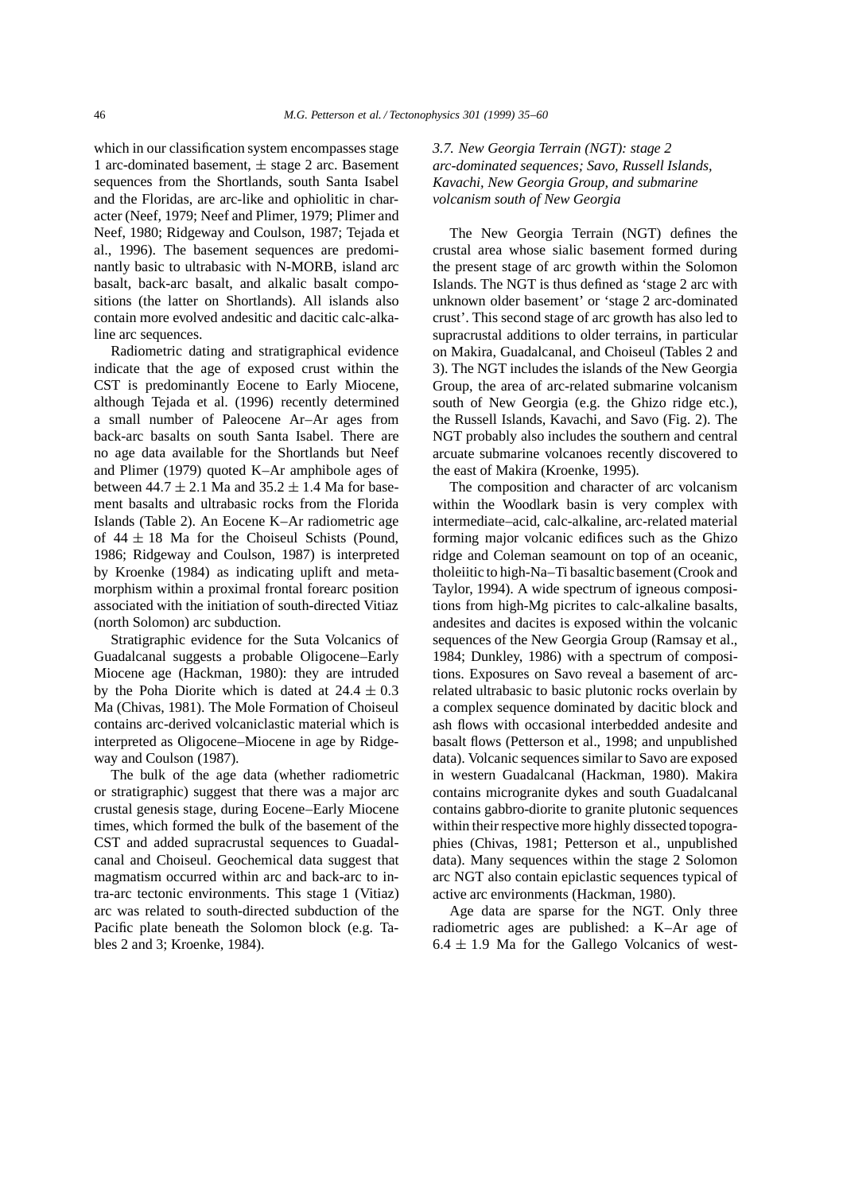which in our classification system encompasses stage 1 arc-dominated basement, ± stage 2 arc. Basement sequences from the Shortlands, south Santa Isabel and the Floridas, are arc-like and ophiolitic in character (Neef, 1979; Neef and Plimer, 1979; Plimer and Neef, 1980; Ridgeway and Coulson, 1987; Tejada et al., 1996). The basement sequences are predominantly basic to ultrabasic with N-MORB, island arc basalt, back-arc basalt, and alkalic basalt compositions (the latter on Shortlands). All islands also contain more evolved andesitic and dacitic calc-alkaline arc sequences.

Radiometric dating and stratigraphical evidence indicate that the age of exposed crust within the CST is predominantly Eocene to Early Miocene, although Tejada et al. (1996) recently determined a small number of Paleocene Ar–Ar ages from back-arc basalts on south Santa Isabel. There are no age data available for the Shortlands but Neef and Plimer (1979) quoted K–Ar amphibole ages of between 44.7 ± 2.1 Ma and 35.2 ± 1.4 Ma for basement basalts and ultrabasic rocks from the Florida Islands (Table 2). An Eocene K–Ar radiometric age of 44 ± 18 Ma for the Choiseul Schists (Pound, 1986; Ridgeway and Coulson, 1987) is interpreted by Kroenke (1984) as indicating uplift and metamorphism within a proximal frontal forearc position associated with the initiation of south-directed Vitiaz (north Solomon) arc subduction.

Stratigraphic evidence for the Suta Volcanics of Guadalcanal suggests a probable Oligocene–Early Miocene age (Hackman, 1980): they are intruded by the Poha Diorite which is dated at 24.4 ± 0.3 Ma (Chivas, 1981). The Mole Formation of Choiseul contains arc-derived volcaniclastic material which is interpreted as Oligocene–Miocene in age by Ridgeway and Coulson (1987).

The bulk of the age data (whether radiometric or stratigraphic) suggest that there was a major arc crustal genesis stage, during Eocene–Early Miocene times, which formed the bulk of the basement of the CST and added supracrustal sequences to Guadalcanal and Choiseul. Geochemical data suggest that magmatism occurred within arc and back-arc to intra-arc tectonic environments. This stage 1 (Vitiaz) arc was related to south-directed subduction of the Pacific plate beneath the Solomon block (e.g. Tables 2 and 3; Kroenke, 1984).

### *3.7. New Georgia Terrain (NGT): stage 2 arc-dominated sequences; Savo, Russell Islands, Kavachi, New Georgia Group, and submarine volcanism south of New Georgia*

The New Georgia Terrain (NGT) defines the crustal area whose sialic basement formed during the present stage of arc growth within the Solomon Islands. The NGT is thus defined as 'stage 2 arc with unknown older basement' or 'stage 2 arc-dominated crust'. This second stage of arc growth has also led to supracrustal additions to older terrains, in particular on Makira, Guadalcanal, and Choiseul (Tables 2 and 3). The NGT includes the islands of the New Georgia Group, the area of arc-related submarine volcanism south of New Georgia (e.g. the Ghizo ridge etc.), the Russell Islands, Kavachi, and Savo (Fig. 2). The NGT probably also includes the southern and central arcuate submarine volcanoes recently discovered to the east of Makira (Kroenke, 1995).

The composition and character of arc volcanism within the Woodlark basin is very complex with intermediate–acid, calc-alkaline, arc-related material forming major volcanic edifices such as the Ghizo ridge and Coleman seamount on top of an oceanic, tholeiitic to high-Na–Ti basaltic basement (Crook and Taylor, 1994). A wide spectrum of igneous compositions from high-Mg picrites to calc-alkaline basalts, andesites and dacites is exposed within the volcanic sequences of the New Georgia Group (Ramsay et al., 1984; Dunkley, 1986) with a spectrum of compositions. Exposures on Savo reveal a basement of arc-related ultrabasic to basic plutonic rocks overlain by a complex sequence dominated by dacitic block and ash flows with occasional interbedded andesite and basalt flows (Petterson et al., 1998; and unpublished data). Volcanic sequences similar to Savo are exposed in western Guadalcanal (Hackman, 1980). Makira contains microgranite dykes and south Guadalcanal contains gabbro-diorite to granite plutonic sequences within their respective more highly dissected topographies (Chivas, 1981; Petterson et al., unpublished data). Many sequences within the stage 2 Solomon arc NGT also contain epiclastic sequences typical of active arc environments (Hackman, 1980).

Age data are sparse for the NGT. Only three radiometric ages are published: a K–Ar age of 6.4 ± 1.9 Ma for the Gallego Volcanics of west-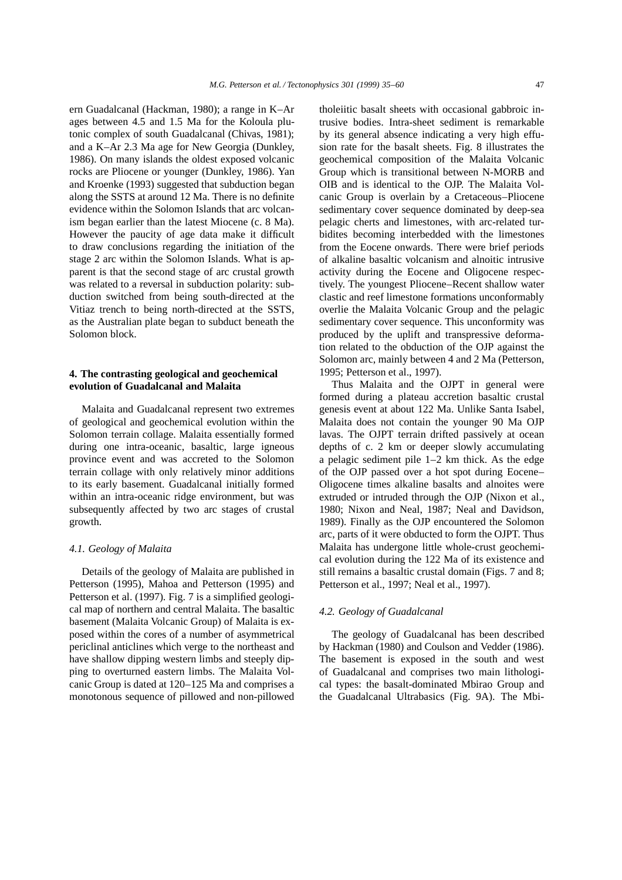ern Guadalcanal (Hackman, 1980); a range in K–Ar ages between 4.5 and 1.5 Ma for the Koloula plutonic complex of south Guadalcanal (Chivas, 1981); and a K–Ar 2.3 Ma age for New Georgia (Dunkley, 1986). On many islands the oldest exposed volcanic rocks are Pliocene or younger (Dunkley, 1986). Yan and Kroenke (1993) suggested that subduction began along the SSTS at around 12 Ma. There is no definite evidence within the Solomon Islands that arc volcanism began earlier than the latest Miocene (c. 8 Ma). However the paucity of age data make it difficult to draw conclusions regarding the initiation of the stage 2 arc within the Solomon Islands. What is apparent is that the second stage of arc crustal growth was related to a reversal in subduction polarity: subduction switched from being south-directed at the Vitiaz trench to being north-directed at the SSTS, as the Australian plate began to subduct beneath the Solomon block.

## 4. The contrasting geological and geochemical evolution of Guadalcanal and Malaita

Malaita and Guadalcanal represent two extremes of geological and geochemical evolution within the Solomon terrain collage. Malaita essentially formed during one intra-oceanic, basaltic, large igneous province event and was accreted to the Solomon terrain collage with only relatively minor additions to its early basement. Guadalcanal initially formed within an intra-oceanic ridge environment, but was subsequently affected by two arc stages of crustal growth.

### *4.1. Geology of Malaita*

Details of the geology of Malaita are published in Petterson (1995), Mahoa and Petterson (1995) and Petterson et al. (1997). Fig. 7 is a simplified geological map of northern and central Malaita. The basaltic basement (Malaita Volcanic Group) of Malaita is exposed within the cores of a number of asymmetrical periclinal anticlines which verge to the northeast and have shallow dipping western limbs and steeply dipping to overturned eastern limbs. The Malaita Volcanic Group is dated at 120–125 Ma and comprises a monotonous sequence of pillowed and non-pillowed tholeiitic basalt sheets with occasional gabbroic intrusive bodies. Intra-sheet sediment is remarkable by its general absence indicating a very high effusion rate for the basalt sheets. Fig. 8 illustrates the geochemical composition of the Malaita Volcanic Group which is transitional between N-MORB and OIB and is identical to the OJP. The Malaita Volcanic Group is overlain by a Cretaceous–Pliocene sedimentary cover sequence dominated by deep-sea pelagic cherts and limestones, with arc-related turbidites becoming interbedded with the limestones from the Eocene onwards. There were brief periods of alkaline basaltic volcanism and alnoitic intrusive activity during the Eocene and Oligocene respectively. The youngest Pliocene–Recent shallow water clastic and reef limestone formations unconformably overlie the Malaita Volcanic Group and the pelagic sedimentary cover sequence. This unconformity was produced by the uplift and transpressive deformation related to the obduction of the OJP against the Solomon arc, mainly between 4 and 2 Ma (Petterson, 1995; Petterson et al., 1997).

Thus Malaita and the OJPT in general were formed during a plateau accretion basaltic crustal genesis event at about 122 Ma. Unlike Santa Isabel, Malaita does not contain the younger 90 Ma OJP lavas. The OJPT terrain drifted passively at ocean depths of c. 2 km or deeper slowly accumulating a pelagic sediment pile 1–2 km thick. As the edge of the OJP passed over a hot spot during Eocene–Oligocene times alkaline basalts and alnoites were extruded or intruded through the OJP (Nixon et al., 1980; Nixon and Neal, 1987; Neal and Davidson, 1989). Finally as the OJP encountered the Solomon arc, parts of it were obducted to form the OJPT. Thus Malaita has undergone little whole-crust geochemical evolution during the 122 Ma of its existence and still remains a basaltic crustal domain (Figs. 7 and 8; Petterson et al., 1997; Neal et al., 1997).

### *4.2. Geology of Guadalcanal*

The geology of Guadalcanal has been described by Hackman (1980) and Coulson and Vedder (1986). The basement is exposed in the south and west of Guadalcanal and comprises two main lithological types: the basalt-dominated Mbirao Group and the Guadalcanal Ultrabasics (Fig. 9A). The Mbi-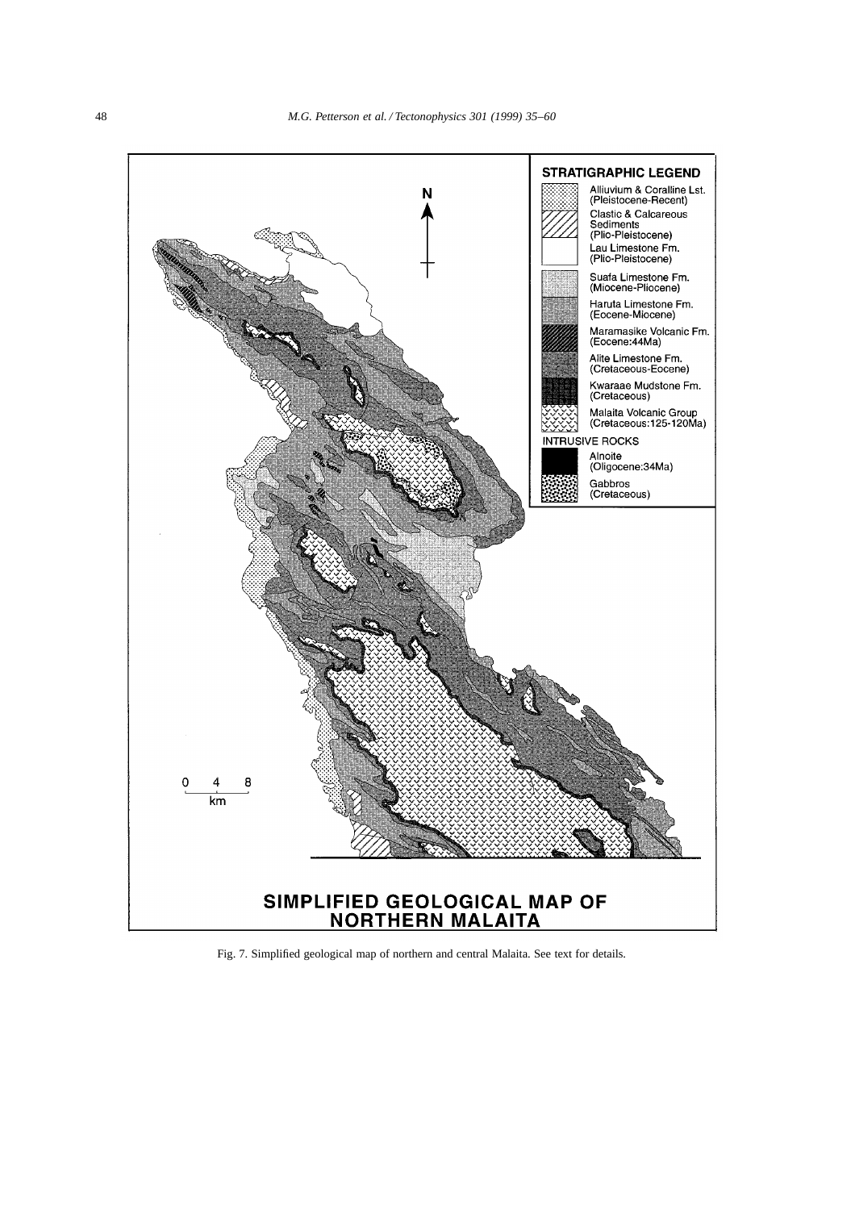SIMPLIFIED GEOLOGICAL MAP OF NORTHERN MALAITA

**STRATIGRAPHIC LEGEND**

- Alliuvium & Coralline Lst. (Pleistocene-Recent)
- Clastic & Calcareous Sediments (Plio-Pleistocene)
- Lau Limestone Fm. (Plio-Pleistocene)
- Suafa Limestone Fm. (Miocene-Pliocene)
- Haruta Limestone Fm. (Eocene-Miocene)
- Maramasike Volcanic Fm. (Eocene:44Ma)
- Alite Limestone Fm. (Cretaceous-Eocene)
- Kwaraae Mudstone Fm. (Cretaceous)
- Malaita Volcanic Group (Cretaceous:125-120Ma)

**INTRUSIVE ROCKS**

- Alnoite (Oligocene:34Ma)
- Gabbros (Cretaceous)

N

0 4 8 km

Fig. 7. Simplified geological map of northern and central Malaita. See text for details.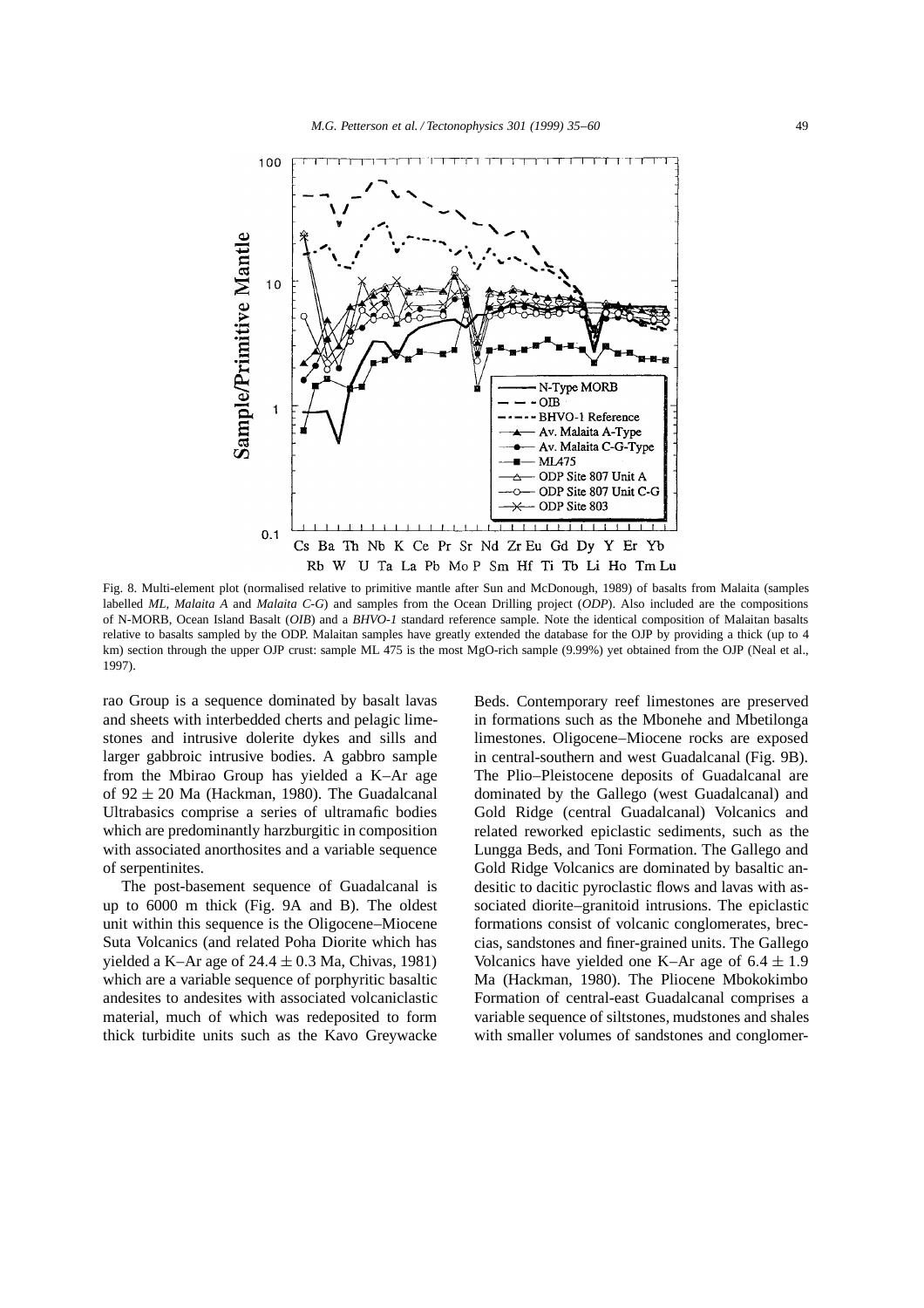Fig. 8. Multi-element plot (normalised relative to primitive mantle after Sun and McDonough, 1989) of basalts from Malaita (samples labelled *ML*, *Malaita A* and *Malaita C-G*) and samples from the Ocean Drilling project (*ODP*). Also included are the compositions of N-MORB, Ocean Island Basalt (*OIB*) and a *BHVO-1* standard reference sample. Note the identical composition of Malaitan basalts relative to basalts sampled by the ODP. Malaitan samples have greatly extended the database for the OJP by providing a thick (up to 4 km) section through the upper OJP crust: sample ML 475 is the most MgO-rich sample (9.99%) yet obtained from the OJP (Neal et al., 1997).

rao Group is a sequence dominated by basalt lavas and sheets with interbedded cherts and pelagic limestones and intrusive dolerite dykes and sills and larger gabbroic intrusive bodies. A gabbro sample from the Mbirao Group has yielded a K–Ar age of $92 \pm 20$ Ma (Hackman, 1980). The Guadalcanal Ultrabasics comprise a series of ultramafic bodies which are predominantly harzburgitic in composition with associated anorthosites and a variable sequence of serpentinites.

The post-basement sequence of Guadalcanal is up to 6000 m thick (Fig. 9A and B). The oldest unit within this sequence is the Oligocene–Miocene Suta Volcanics (and related Poha Diorite which has yielded a K–Ar age of $24.4 \pm 0.3$ Ma, Chivas, 1981) which are a variable sequence of porphyritic basaltic andesites to andesites with associated volcaniclastic material, much of which was redeposited to form thick turbidite units such as the Kavo Greywacke Beds. Contemporary reef limestones are preserved in formations such as the Mbonehe and Mbetilonga limestones. Oligocene–Miocene rocks are exposed in central-southern and west Guadalcanal (Fig. 9B). The Plio–Pleistocene deposits of Guadalcanal are dominated by the Gallego (west Guadalcanal) and Gold Ridge (central Guadalcanal) Volcanics and related reworked epiclastic sediments, such as the Lungga Beds, and Toni Formation. The Gallego and Gold Ridge Volcanics are dominated by basaltic andesitic to dacitic pyroclastic flows and lavas with associated diorite–granitoid intrusions. The epiclastic formations consist of volcanic conglomerates, breccias, sandstones and finer-grained units. The Gallego Volcanics have yielded one K–Ar age of $6.4 \pm 1.9$ Ma (Hackman, 1980). The Pliocene Mbokokimbo Formation of central-east Guadalcanal comprises a variable sequence of siltstones, mudstones and shales with smaller volumes of sandstones and conglomer-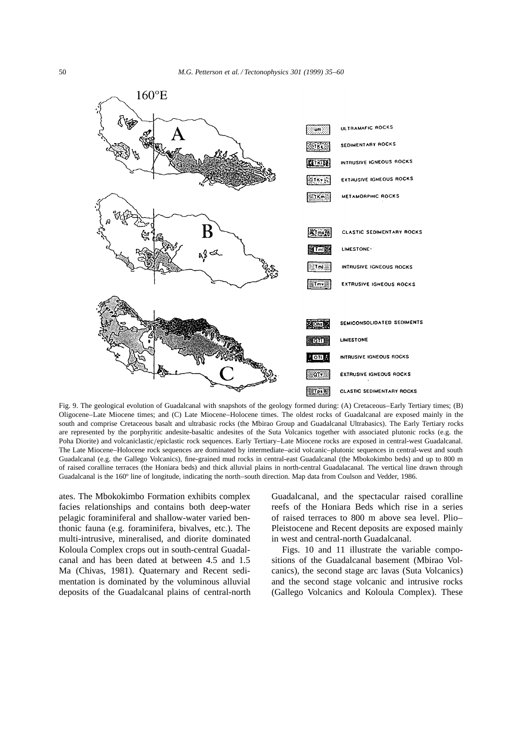Fig. 9. The geological evolution of Guadalcanal with snapshots of the geology formed during: (A) Cretaceous–Early Tertiary times; (B) Oligocene–Late Miocene times; and (C) Late Miocene–Holocene times. The oldest rocks of Guadalcanal are exposed mainly in the south and comprise Cretaceous basalt and ultrabasic rocks (the Mbirao Group and Guadalcanal Ultrabasics). The Early Tertiary rocks are represented by the porphyritic andesite-basaltic andesites of the Suta Volcanics together with associated plutonic rocks (e.g. the Poha Diorite) and volcaniclastic/epiclastic rock sequences. Early Tertiary–Late Miocene rocks are exposed in central-west Guadalcanal. The Late Miocene–Holocene rock sequences are dominated by intermediate–acid volcanic–plutonic sequences in central-west and south Guadalcanal (e.g. the Gallego Volcanics), fine-grained mud rocks in central-east Guadalcanal (the Mbokokimbo beds) and up to 800 m of raised coralline terraces (the Honiara beds) and thick alluvial plains in north-central Guadalacanal. The vertical line drawn through Guadalcanal is the 160º line of longitude, indicating the north–south direction. Map data from Coulson and Vedder, 1986.

ates. The Mbokokimbo Formation exhibits complex facies relationships and contains both deep-water pelagic foraminiferal and shallow-water varied benthonic fauna (e.g. foraminifera, bivalves, etc.). The multi-intrusive, mineralised, and diorite dominated Koloula Complex crops out in south-central Guadalcanal and has been dated at between 4.5 and 1.5 Ma (Chivas, 1981). Quaternary and Recent sedimentation is dominated by the voluminous alluvial deposits of the Guadalcanal plains of central-north Guadalcanal, and the spectacular raised coralline reefs of the Honiara Beds which rise in a series of raised terraces to 800 m above sea level. Plio–Pleistocene and Recent deposits are exposed mainly in west and central-north Guadalcanal.

Figs. 10 and 11 illustrate the variable compositions of the Guadalcanal basement (Mbirao Volcanics), the second stage arc lavas (Suta Volcanics) and the second stage volcanic and intrusive rocks (Gallego Volcanics and Koloula Complex). These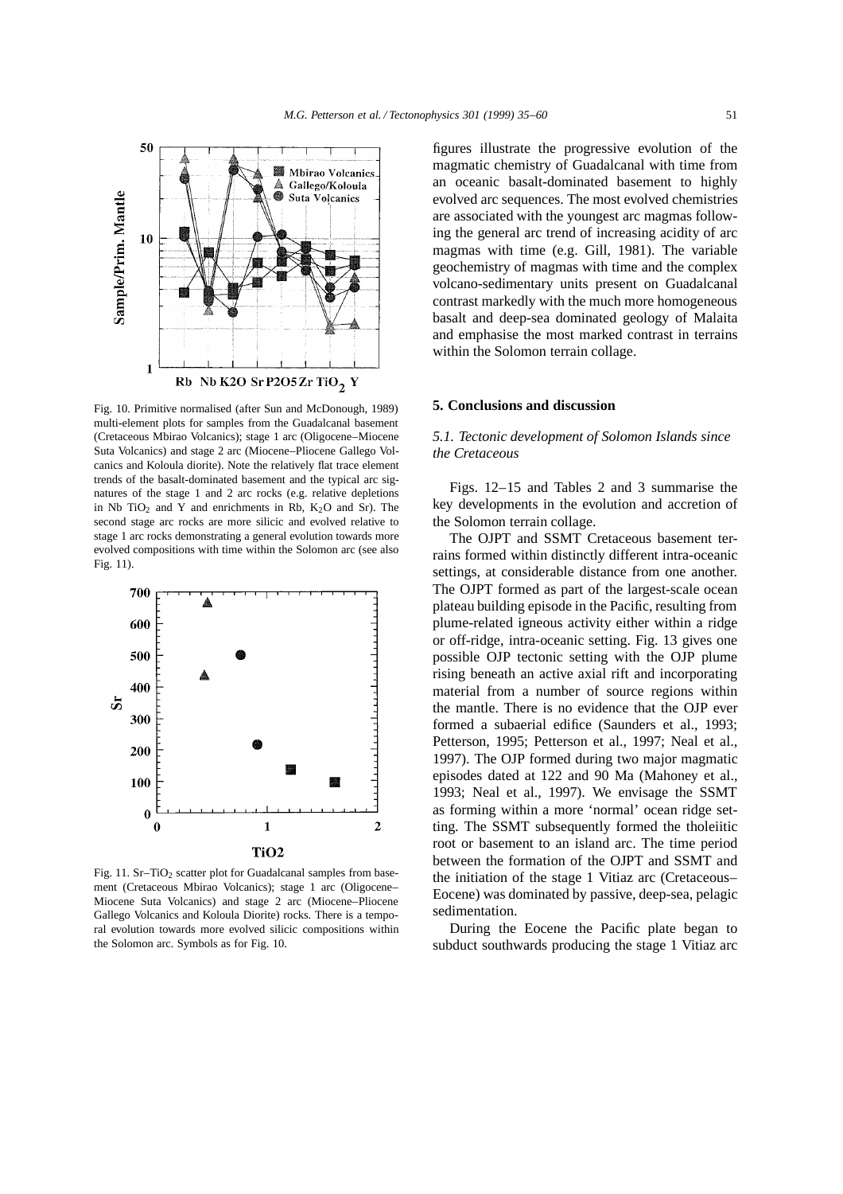Fig. 10. Primitive normalised (after Sun and McDonough, 1989) multi-element plots for samples from the Guadalcanal basement (Cretaceous Mbirao Volcanics); stage 1 arc (Oligocene–Miocene Suta Volcanics) and stage 2 arc (Miocene–Pliocene Gallego Volcanics and Koloula diorite). Note the relatively flat trace element trends of the basalt-dominated basement and the typical arc signatures of the stage 1 and 2 arc rocks (e.g. relative depletions in Nb $TiO_2$ and Y and enrichments in Rb, $K_2O$ and Sr). The second stage arc rocks are more silicic and evolved relative to stage 1 arc rocks demonstrating a general evolution towards more evolved compositions with time within the Solomon arc (see also Fig. 11).

Fig. 11. Sr–$TiO_2$ scatter plot for Guadalcanal samples from basement (Cretaceous Mbirao Volcanics); stage 1 arc (Oligocene–Miocene Suta Volcanics) and stage 2 arc (Miocene–Pliocene Gallego Volcanics and Koloula Diorite) rocks. There is a temporal evolution towards more evolved silicic compositions within the Solomon arc. Symbols as for Fig. 10.

figures illustrate the progressive evolution of the magmatic chemistry of Guadalcanal with time from an oceanic basalt-dominated basement to highly evolved arc sequences. The most evolved chemistries are associated with the youngest arc magmas following the general arc trend of increasing acidity of arc magmas with time (e.g. Gill, 1981). The variable geochemistry of magmas with time and the complex volcano-sedimentary units present on Guadalcanal contrast markedly with the much more homogeneous basalt and deep-sea dominated geology of Malaita and emphasise the most marked contrast in terrains within the Solomon terrain collage.

## 5. Conclusions and discussion

### *5.1. Tectonic development of Solomon Islands since the Cretaceous*

Figs. 12–15 and Tables 2 and 3 summarise the key developments in the evolution and accretion of the Solomon terrain collage.

The OJPT and SSMT Cretaceous basement terrains formed within distinctly different intra-oceanic settings, at considerable distance from one another. The OJPT formed as part of the largest-scale ocean plateau building episode in the Pacific, resulting from plume-related igneous activity either within a ridge or off-ridge, intra-oceanic setting. Fig. 13 gives one possible OJP tectonic setting with the OJP plume rising beneath an active axial rift and incorporating material from a number of source regions within the mantle. There is no evidence that the OJP ever formed a subaerial edifice (Saunders et al., 1993; Petterson, 1995; Petterson et al., 1997; Neal et al., 1997). The OJP formed during two major magmatic episodes dated at 122 and 90 Ma (Mahoney et al., 1993; Neal et al., 1997). We envisage the SSMT as forming within a more 'normal' ocean ridge setting. The SSMT subsequently formed the tholeiitic root or basement to an island arc. The time period between the formation of the OJPT and SSMT and the initiation of the stage 1 Vitiaz arc (Cretaceous–Eocene) was dominated by passive, deep-sea, pelagic sedimentation.

During the Eocene the Pacific plate began to subduct southwards producing the stage 1 Vitiaz arc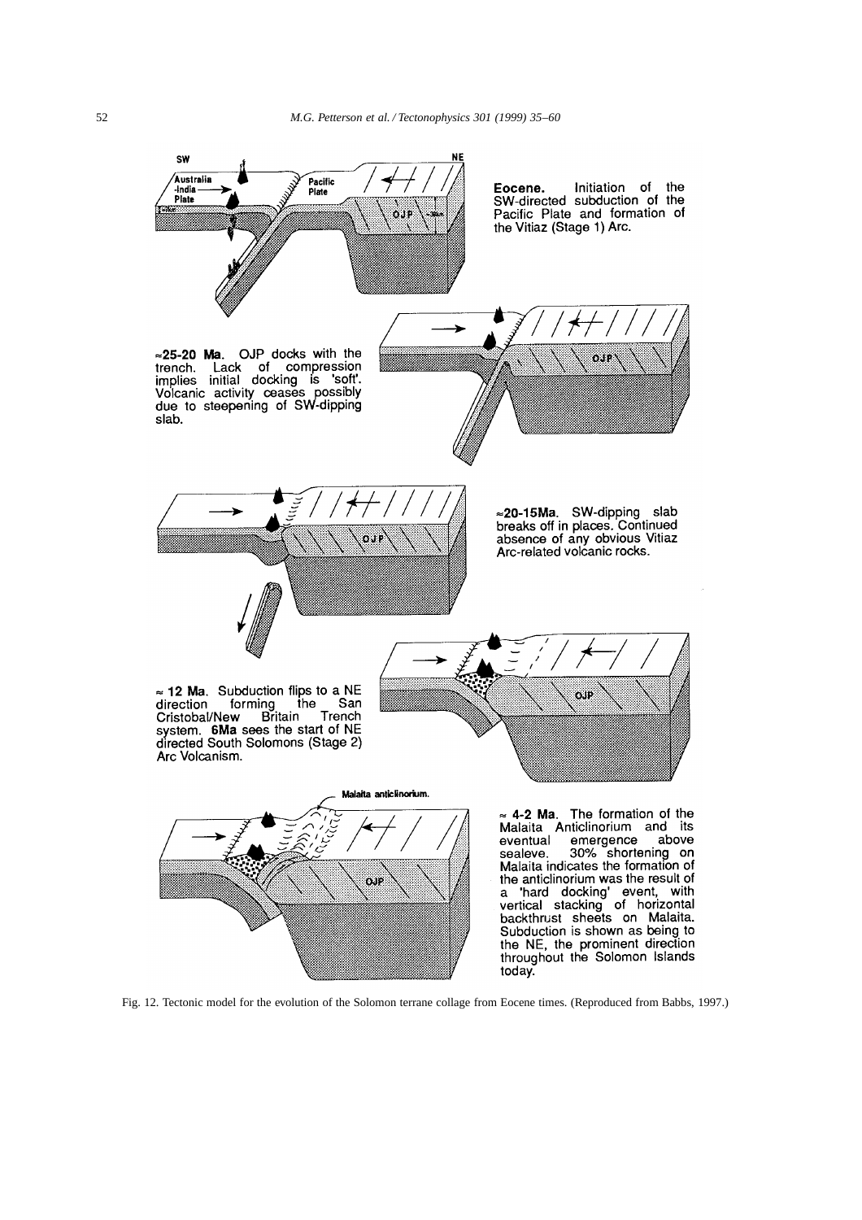SW NE

Australia-India Plate → Pacific Plate

OJP

**Eocene.** Initiation of the SW-directed subduction of the Pacific Plate and formation of the Vitiaz (Stage 1) Arc.

**≈25-20 Ma.** OJP docks with the trench. Lack of compression implies initial docking is 'soft'. Volcanic activity ceases possibly due to steepening of SW-dipping slab.

**≈20-15Ma.** SW-dipping slab breaks off in places. Continued absence of any obvious Vitiaz Arc-related volcanic rocks.

**≈ 12 Ma.** Subduction flips to a NE direction forming the San Cristobal/New Britain Trench system. **6Ma** sees the start of NE directed South Solomons (Stage 2) Arc Volcanism.

Malaita anticlinorium.

**≈ 4-2 Ma.** The formation of the Malaita Anticlinorium and its eventual emergence above sealeve. 30% shortening on Malaita indicates the formation of the anticlinorium was the result of a 'hard docking' event, with vertical stacking of horizontal backthrust sheets on Malaita. Subduction is shown as being to the NE, the prominent direction throughout the Solomon Islands today.

Fig. 12. Tectonic model for the evolution of the Solomon terrane collage from Eocene times. (Reproduced from Babbs, 1997.)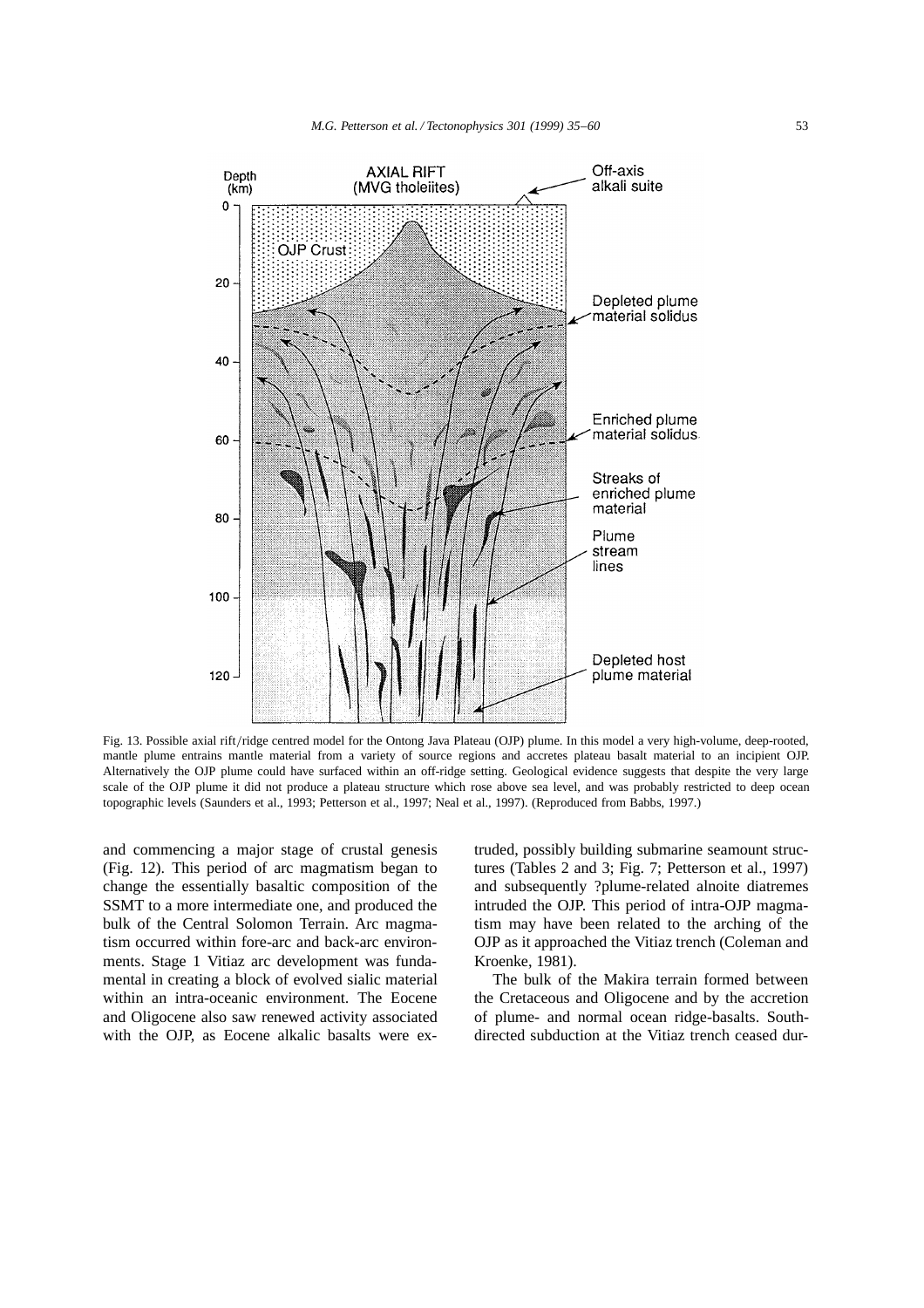Fig. 13. Possible axial rift/ridge centred model for the Ontong Java Plateau (OJP) plume. In this model a very high-volume, deep-rooted, mantle plume entrains mantle material from a variety of source regions and accretes plateau basalt material to an incipient OJP. Alternatively the OJP plume could have surfaced within an off-ridge setting. Geological evidence suggests that despite the very large scale of the OJP plume it did not produce a plateau structure which rose above sea level, and was probably restricted to deep ocean topographic levels (Saunders et al., 1993; Petterson et al., 1997; Neal et al., 1997). (Reproduced from Babbs, 1997.)

and commencing a major stage of crustal genesis (Fig. 12). This period of arc magmatism began to change the essentially basaltic composition of the SSMT to a more intermediate one, and produced the bulk of the Central Solomon Terrain. Arc magmatism occurred within fore-arc and back-arc environments. Stage 1 Vitiaz arc development was fundamental in creating a block of evolved sialic material within an intra-oceanic environment. The Eocene and Oligocene also saw renewed activity associated with the OJP, as Eocene alkalic basalts were extruded, possibly building submarine seamount structures (Tables 2 and 3; Fig. 7; Petterson et al., 1997) and subsequently ?plume-related alnoite diatremes intruded the OJP. This period of intra-OJP magmatism may have been related to the arching of the OJP as it approached the Vitiaz trench (Coleman and Kroenke, 1981).

The bulk of the Makira terrain formed between the Cretaceous and Oligocene and by the accretion of plume- and normal ocean ridge-basalts. South-directed subduction at the Vitiaz trench ceased dur-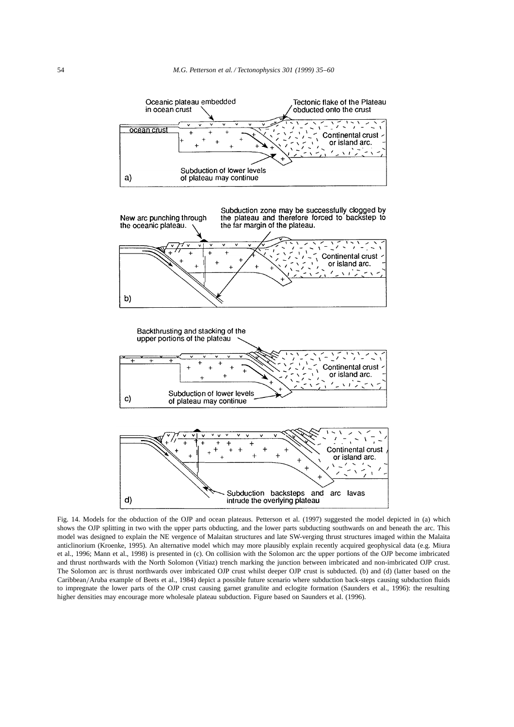Fig. 14. Models for the obduction of the OJP and ocean plateaus. Petterson et al. (1997) suggested the model depicted in (a) which shows the OJP splitting in two with the upper parts obducting, and the lower parts subducting southwards on and beneath the arc. This model was designed to explain the NE vergence of Malaitan structures and late SW-verging thrust structures imaged within the Malaita anticlinorium (Kroenke, 1995). An alternative model which may more plausibly explain recently acquired geophysical data (e.g. Miura et al., 1996; Mann et al., 1998) is presented in (c). On collision with the Solomon arc the upper portions of the OJP become imbricated and thrust northwards with the North Solomon (Vitiaz) trench marking the junction between imbricated and non-imbricated OJP crust. The Solomon arc is thrust northwards over imbricated OJP crust whilst deeper OJP crust is subducted. (b) and (d) (latter based on the Caribbean/Aruba example of Beets et al., 1984) depict a possible future scenario where subduction back-steps causing subduction fluids to impregnate the lower parts of the OJP crust causing garnet granulite and eclogite formation (Saunders et al., 1996): the resulting higher densities may encourage more wholesale plateau subduction. Figure based on Saunders et al. (1996).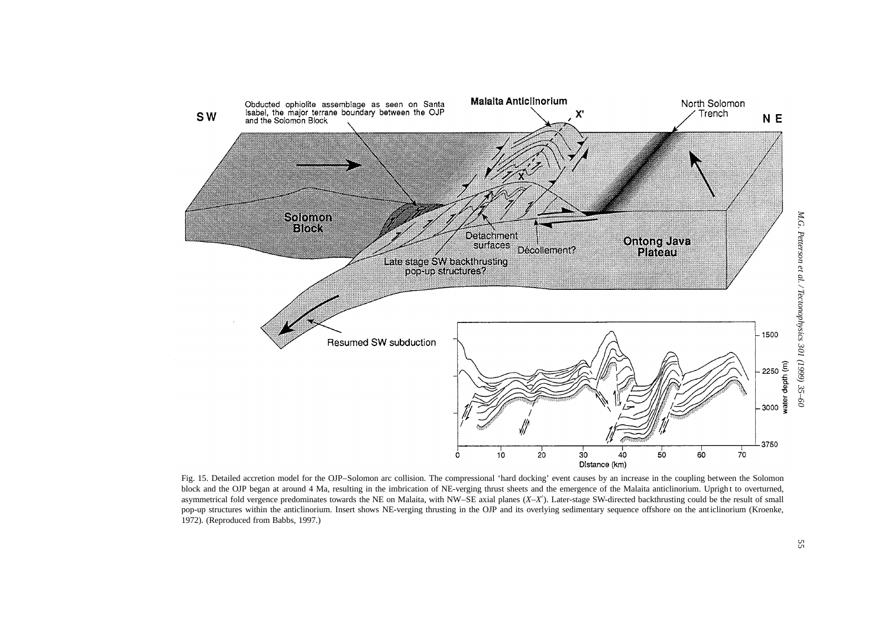Fig. 15. Detailed accretion model for the OJP–Solomon arc collision. The compressional 'hard docking' event causes by an increase in the coupling between the Solomon block and the OJP began at around 4 Ma, resulting in the imbrication of NE-verging thrust sheets and the emergence of the Malaita anticlinorium. Upright to overturned, asymmetrical fold vergence predominates towards the NE on Malaita, with NW–SE axial planes ($X$–$X'$). Later-stage SW-directed backthrusting could be the result of small pop-up structures within the anticlinorium. Insert shows NE-verging thrusting in the OJP and its overlying sedimentary sequence offshore on the anticlinorium (Kroenke, 1972). (Reproduced from Babbs, 1997.)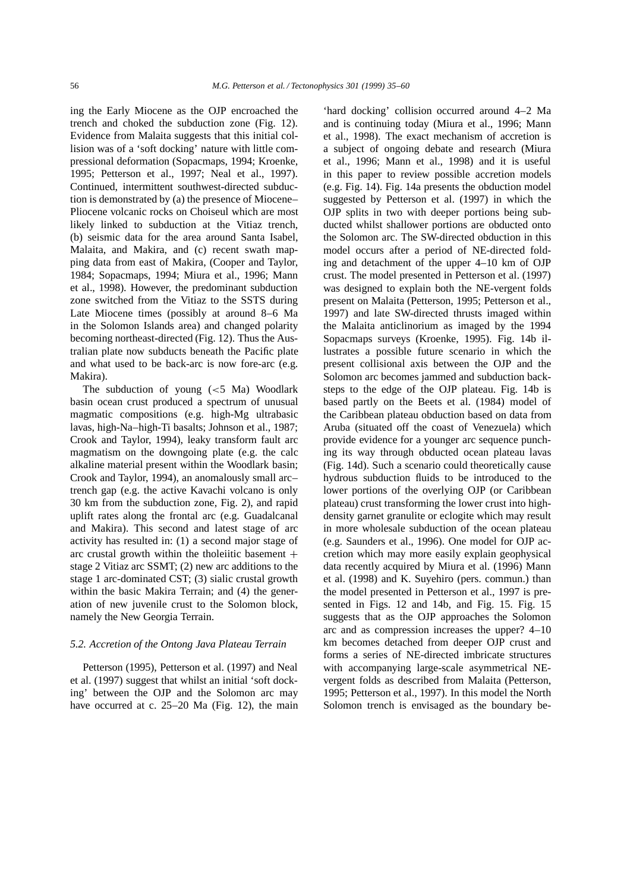ing the Early Miocene as the OJP encroached the trench and choked the subduction zone (Fig. 12). Evidence from Malaita suggests that this initial collision was of a 'soft docking' nature with little compressional deformation (Sopacmaps, 1994; Kroenke, 1995; Petterson et al., 1997; Neal et al., 1997). Continued, intermittent southwest-directed subduction is demonstrated by (a) the presence of Miocene–Pliocene volcanic rocks on Choiseul which are most likely linked to subduction at the Vitiaz trench, (b) seismic data for the area around Santa Isabel, Malaita, and Makira, and (c) recent swath mapping data from east of Makira, (Cooper and Taylor, 1984; Sopacmaps, 1994; Miura et al., 1996; Mann et al., 1998). However, the predominant subduction zone switched from the Vitiaz to the SSTS during Late Miocene times (possibly at around 8–6 Ma in the Solomon Islands area) and changed polarity becoming northeast-directed (Fig. 12). Thus the Australian plate now subducts beneath the Pacific plate and what used to be back-arc is now fore-arc (e.g. Makira).

The subduction of young (<5 Ma) Woodlark basin ocean crust produced a spectrum of unusual magmatic compositions (e.g. high-Mg ultrabasic lavas, high-Na–high-Ti basalts; Johnson et al., 1987; Crook and Taylor, 1994), leaky transform fault arc magmatism on the downgoing plate (e.g. the calc alkaline material present within the Woodlark basin; Crook and Taylor, 1994), an anomalously small arc–trench gap (e.g. the active Kavachi volcano is only 30 km from the subduction zone, Fig. 2), and rapid uplift rates along the frontal arc (e.g. Guadalcanal and Makira). This second and latest stage of arc activity has resulted in: (1) a second major stage of arc crustal growth within the tholeiitic basement + stage 2 Vitiaz arc SSMT; (2) new arc additions to the stage 1 arc-dominated CST; (3) sialic crustal growth within the basic Makira Terrain; and (4) the generation of new juvenile crust to the Solomon block, namely the New Georgia Terrain.

### 5.2. Accretion of the Ontong Java Plateau Terrain

Petterson (1995), Petterson et al. (1997) and Neal et al. (1997) suggest that whilst an initial 'soft docking' between the OJP and the Solomon arc may have occurred at c. 25–20 Ma (Fig. 12), the main 'hard docking' collision occurred around 4–2 Ma and is continuing today (Miura et al., 1996; Mann et al., 1998). The exact mechanism of accretion is a subject of ongoing debate and research (Miura et al., 1996; Mann et al., 1998) and it is useful in this paper to review possible accretion models (e.g. Fig. 14). Fig. 14a presents the obduction model suggested by Petterson et al. (1997) in which the OJP splits in two with deeper portions being subducted whilst shallower portions are obducted onto the Solomon arc. The SW-directed obduction in this model occurs after a period of NE-directed folding and detachment of the upper 4–10 km of OJP crust. The model presented in Petterson et al. (1997) was designed to explain both the NE-vergent folds present on Malaita (Petterson, 1995; Petterson et al., 1997) and late SW-directed thrusts imaged within the Malaita anticlinorium as imaged by the 1994 Sopacmaps surveys (Kroenke, 1995). Fig. 14b illustrates a possible future scenario in which the present collisional axis between the OJP and the Solomon arc becomes jammed and subduction backsteps to the edge of the OJP plateau. Fig. 14b is based partly on the Beets et al. (1984) model of the Caribbean plateau obduction based on data from Aruba (situated off the coast of Venezuela) which provide evidence for a younger arc sequence punching its way through obducted ocean plateau lavas (Fig. 14d). Such a scenario could theoretically cause hydrous subduction fluids to be introduced to the lower portions of the overlying OJP (or Caribbean plateau) crust transforming the lower crust into high-density garnet granulite or eclogite which may result in more wholesale subduction of the ocean plateau (e.g. Saunders et al., 1996). One model for OJP accretion which may more easily explain geophysical data recently acquired by Miura et al. (1996) Mann et al. (1998) and K. Suyehiro (pers. commun.) than the model presented in Petterson et al., 1997 is presented in Figs. 12 and 14b, and Fig. 15. Fig. 15 suggests that as the OJP approaches the Solomon arc and as compression increases the upper? 4–10 km becomes detached from deeper OJP crust and forms a series of NE-directed imbricate structures with accompanying large-scale asymmetrical NE-vergent folds as described from Malaita (Petterson, 1995; Petterson et al., 1997). In this model the North Solomon trench is envisaged as the boundary be-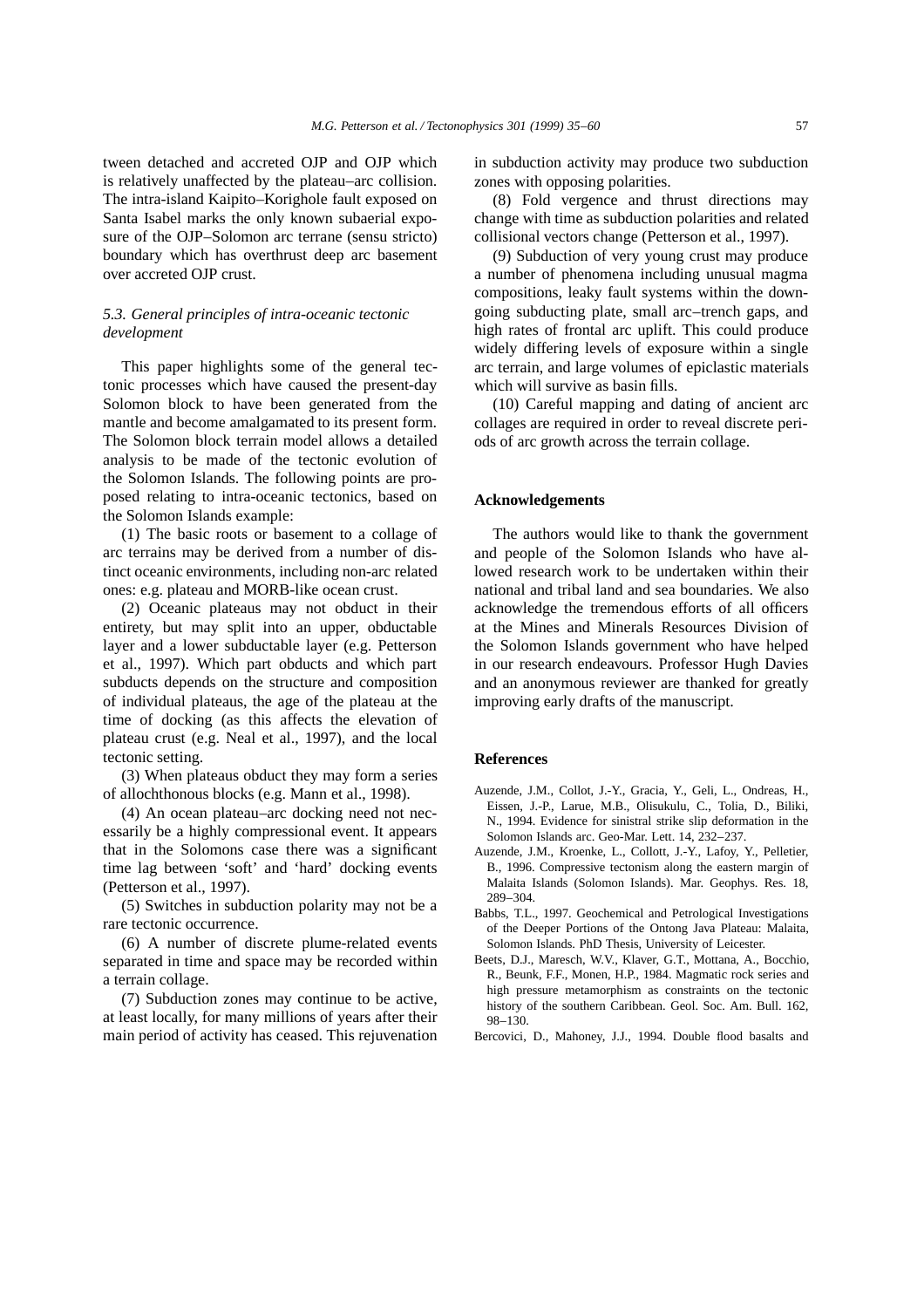tween detached and accreted OJP and OJP which is relatively unaffected by the plateau–arc collision. The intra-island Kaipito–Korighole fault exposed on Santa Isabel marks the only known subaerial exposure of the OJP–Solomon arc terrane (sensu stricto) boundary which has overthrust deep arc basement over accreted OJP crust.

### *5.3. General principles of intra-oceanic tectonic development*

This paper highlights some of the general tectonic processes which have caused the present-day Solomon block to have been generated from the mantle and become amalgamated to its present form. The Solomon block terrain model allows a detailed analysis to be made of the tectonic evolution of the Solomon Islands. The following points are proposed relating to intra-oceanic tectonics, based on the Solomon Islands example:

(1) The basic roots or basement to a collage of arc terrains may be derived from a number of distinct oceanic environments, including non-arc related ones: e.g. plateau and MORB-like ocean crust.

(2) Oceanic plateaus may not obduct in their entirety, but may split into an upper, obductable layer and a lower subductable layer (e.g. Petterson et al., 1997). Which part obducts and which part subducts depends on the structure and composition of individual plateaus, the age of the plateau at the time of docking (as this affects the elevation of plateau crust (e.g. Neal et al., 1997), and the local tectonic setting.

(3) When plateaus obduct they may form a series of allochthonous blocks (e.g. Mann et al., 1998).

(4) An ocean plateau–arc docking need not necessarily be a highly compressional event. It appears that in the Solomons case there was a significant time lag between 'soft' and 'hard' docking events (Petterson et al., 1997).

(5) Switches in subduction polarity may not be a rare tectonic occurrence.

(6) A number of discrete plume-related events separated in time and space may be recorded within a terrain collage.

(7) Subduction zones may continue to be active, at least locally, for many millions of years after their main period of activity has ceased. This rejuvenation in subduction activity may produce two subduction zones with opposing polarities.

(8) Fold vergence and thrust directions may change with time as subduction polarities and related collisional vectors change (Petterson et al., 1997).

(9) Subduction of very young crust may produce a number of phenomena including unusual magma compositions, leaky fault systems within the downgoing subducting plate, small arc–trench gaps, and high rates of frontal arc uplift. This could produce widely differing levels of exposure within a single arc terrain, and large volumes of epiclastic materials which will survive as basin fills.

(10) Careful mapping and dating of ancient arc collages are required in order to reveal discrete periods of arc growth across the terrain collage.

## Acknowledgements

The authors would like to thank the government and people of the Solomon Islands who have allowed research work to be undertaken within their national and tribal land and sea boundaries. We also acknowledge the tremendous efforts of all officers at the Mines and Minerals Resources Division of the Solomon Islands government who have helped in our research endeavours. Professor Hugh Davies and an anonymous reviewer are thanked for greatly improving early drafts of the manuscript.

## References

Auzende, J.M., Collot, J.-Y., Gracia, Y., Geli, L., Ondreas, H., Eissen, J.-P., Larue, M.B., Olisukulu, C., Tolia, D., Biliki, N., 1994. Evidence for sinistral strike slip deformation in the Solomon Islands arc. Geo-Mar. Lett. 14, 232–237.

Auzende, J.M., Kroenke, L., Collott, J.-Y., Lafoy, Y., Pelletier, B., 1996. Compressive tectonism along the eastern margin of Malaita Islands (Solomon Islands). Mar. Geophys. Res. 18, 289–304.

Babbs, T.L., 1997. Geochemical and Petrological Investigations of the Deeper Portions of the Ontong Java Plateau: Malaita, Solomon Islands. PhD Thesis, University of Leicester.

Beets, D.J., Maresch, W.V., Klaver, G.T., Mottana, A., Bocchio, R., Beunk, F.F., Monen, H.P., 1984. Magmatic rock series and high pressure metamorphism as constraints on the tectonic history of the southern Caribbean. Geol. Soc. Am. Bull. 162, 98–130.

Bercovici, D., Mahoney, J.J., 1994. Double flood basalts and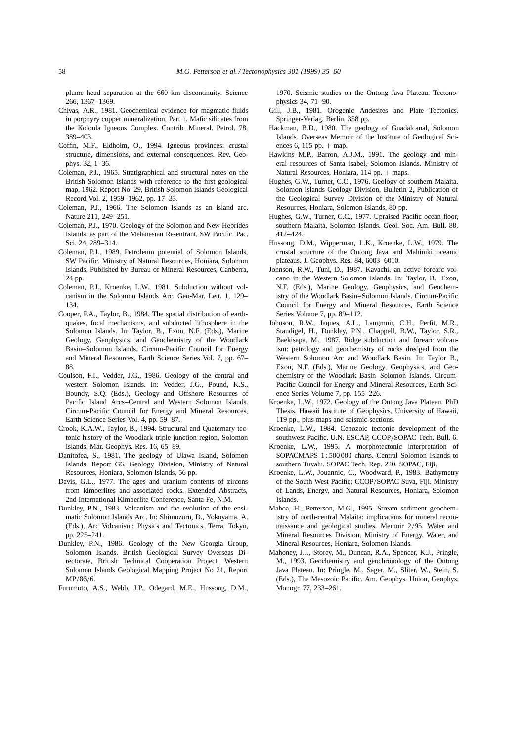plume head separation at the 660 km discontinuity. Science 266, 1367–1369.

Chivas, A.R., 1981. Geochemical evidence for magmatic fluids in porphyry copper mineralization, Part 1. Mafic silicates from the Koloula Igneous Complex. Contrib. Mineral. Petrol. 78, 389–403.

Coffin, M.F., Eldholm, O., 1994. Igneous provinces: crustal structure, dimensions, and external consequences. Rev. Geophys. 32, 1–36.

Coleman, P.J., 1965. Stratigraphical and structural notes on the British Solomon Islands with reference to the first geological map, 1962. Report No. 29, British Solomon Islands Geological Record Vol. 2, 1959–1962, pp. 17–33.

Coleman, P.J., 1966. The Solomon Islands as an island arc. Nature 211, 249–251.

Coleman, P.J., 1970. Geology of the Solomon and New Hebrides Islands, as part of the Melanesian Re-entrant, SW Pacific. Pac. Sci. 24, 289–314.

Coleman, P.J., 1989. Petroleum potential of Solomon Islands, SW Pacific. Ministry of Natural Resources, Honiara, Solomon Islands, Published by Bureau of Mineral Resources, Canberra, 24 pp.

Coleman, P.J., Kroenke, L.W., 1981. Subduction without volcanism in the Solomon Islands Arc. Geo-Mar. Lett. 1, 129–134.

Cooper, P.A., Taylor, B., 1984. The spatial distribution of earthquakes, focal mechanisms, and subducted lithosphere in the Solomon Islands. In: Taylor, B., Exon, N.F. (Eds.), Marine Geology, Geophysics, and Geochemistry of the Woodlark Basin–Solomon Islands. Circum-Pacific Council for Energy and Mineral Resources, Earth Science Series Vol. 7, pp. 67–88.

Coulson, F.I., Vedder, J.G., 1986. Geology of the central and western Solomon Islands. In: Vedder, J.G., Pound, K.S., Boundy, S.Q. (Eds.), Geology and Offshore Resources of Pacific Island Arcs–Central and Western Solomon Islands. Circum-Pacific Council for Energy and Mineral Resources, Earth Science Series Vol. 4, pp. 59–87.

Crook, K.A.W., Taylor, B., 1994. Structural and Quaternary tectonic history of the Woodlark triple junction region, Solomon Islands. Mar. Geophys. Res. 16, 65–89.

Danitofea, S., 1981. The geology of Ulawa Island, Solomon Islands. Report G6, Geology Division, Ministry of Natural Resources, Honiara, Solomon Islands, 56 pp.

Davis, G.L., 1977. The ages and uranium contents of zircons from kimberlites and associated rocks. Extended Abstracts, 2nd International Kimberlite Conference, Santa Fe, N.M.

Dunkley, P.N., 1983. Volcanism and the evolution of the ensimatic Solomon Islands Arc. In: Shimozuru, D., Yokoyama, A. (Eds.), Arc Volcanism: Physics and Tectonics. Terra, Tokyo, pp. 225–241.

Dunkley, P.N., 1986. Geology of the New Georgia Group, Solomon Islands. British Geological Survey Overseas Directorate, British Technical Cooperation Project, Western Solomon Islands Geological Mapping Project No 21, Report MP/86/6.

Furumoto, A.S., Webb, J.P., Odegard, M.E., Hussong, D.M., 1970. Seismic studies on the Ontong Java Plateau. Tectonophysics 34, 71–90.

Gill, J.B., 1981. Orogenic Andesites and Plate Tectonics. Springer-Verlag, Berlin, 358 pp.

Hackman, B.D., 1980. The geology of Guadalcanal, Solomon Islands. Overseas Memoir of the Institute of Geological Sciences 6, 115 pp. + map.

Hawkins M.P., Barron, A.J.M., 1991. The geology and mineral resources of Santa Isabel, Solomon Islands. Ministry of Natural Resources, Honiara, 114 pp. + maps.

Hughes, G.W., Turner, C.C., 1976. Geology of southern Malaita. Solomon Islands Geology Division, Bulletin 2, Publication of the Geological Survey Division of the Ministry of Natural Resources, Honiara, Solomon Islands, 80 pp.

Hughes, G.W., Turner, C.C., 1977. Upraised Pacific ocean floor, southern Malaita, Solomon Islands. Geol. Soc. Am. Bull. 88, 412–424.

Hussong, D.M., Wipperman, L.K., Kroenke, L.W., 1979. The crustal structure of the Ontong Java and Mahiniki oceanic plateaus. J. Geophys. Res. 84, 6003–6010.

Johnson, R.W., Tuni, D., 1987. Kavachi, an active forearc volcano in the Western Solomon Islands. In: Taylor, B., Exon, N.F. (Eds.), Marine Geology, Geophysics, and Geochemistry of the Woodlark Basin–Solomon Islands. Circum-Pacific Council for Energy and Mineral Resources, Earth Science Series Volume 7, pp. 89–112.

Johnson, R.W., Jaques, A.L., Langmuir, C.H., Perfit, M.R., Staudigel, H., Dunkley, P.N., Chappell, B.W., Taylor, S.R., Baekisapa, M., 1987. Ridge subduction and forearc volcanism: petrology and geochemistry of rocks dredged from the Western Solomon Arc and Woodlark Basin. In: Taylor B., Exon, N.F. (Eds.), Marine Geology, Geophysics, and Geochemistry of the Woodlark Basin–Solomon Islands. Circum-Pacific Council for Energy and Mineral Resources, Earth Science Series Volume 7, pp. 155–226.

Kroenke, L.W., 1972. Geology of the Ontong Java Plateau. PhD Thesis, Hawaii Institute of Geophysics, University of Hawaii, 119 pp., plus maps and seismic sections.

Kroenke, L.W., 1984. Cenozoic tectonic development of the southwest Pacific. U.N. ESCAP, CCOP/SOPAC Tech. Bull. 6.

Kroenke, L.W., 1995. A morphotectonic interpretation of SOPACMAPS 1 : 500 000 charts. Central Solomon Islands to southern Tuvalu. SOPAC Tech. Rep. 220, SOPAC, Fiji.

Kroenke, L.W., Jouannic, C., Woodward, P., 1983. Bathymetry of the South West Pacific; CCOP/SOPAC Suva, Fiji. Ministry of Lands, Energy, and Natural Resources, Honiara, Solomon Islands.

Mahoa, H., Petterson, M.G., 1995. Stream sediment geochemistry of north-central Malaita: implications for mineral reconnaissance and geological studies. Memoir 2/95, Water and Mineral Resources Division, Ministry of Energy, Water, and Mineral Resources, Honiara, Solomon Islands.

Mahoney, J.J., Storey, M., Duncan, R.A., Spencer, K.J., Pringle, M., 1993. Geochemistry and geochronology of the Ontong Java Plateau. In: Pringle, M., Sager, M., Sliter, W., Stein, S. (Eds.), The Mesozoic Pacific. Am. Geophys. Union, Geophys. Monogr. 77, 233–261.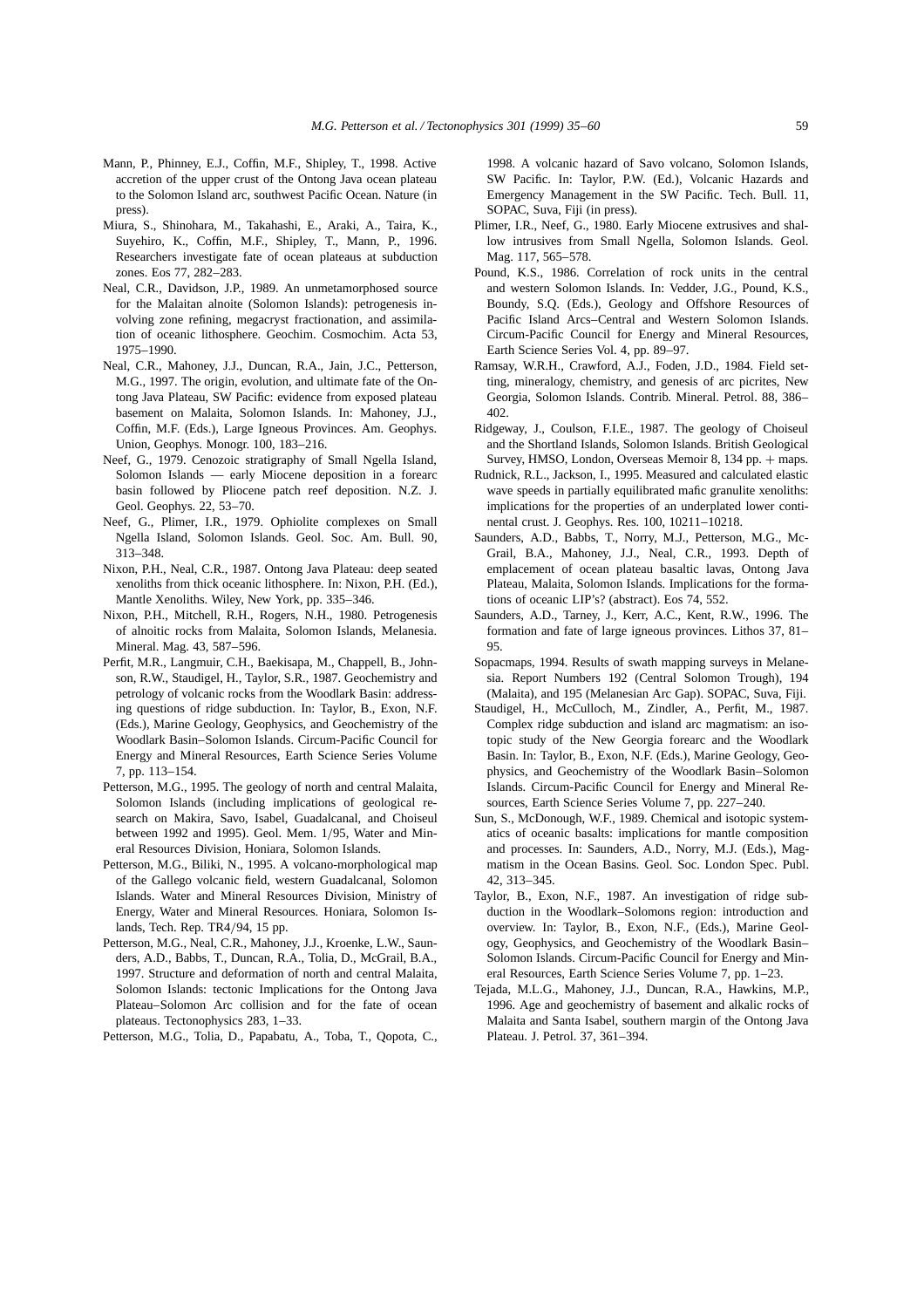Mann, P., Phinney, E.J., Coffin, M.F., Shipley, T., 1998. Active accretion of the upper crust of the Ontong Java ocean plateau to the Solomon Island arc, southwest Pacific Ocean. Nature (in press).

Miura, S., Shinohara, M., Takahashi, E., Araki, A., Taira, K., Suyehiro, K., Coffin, M.F., Shipley, T., Mann, P., 1996. Researchers investigate fate of ocean plateaus at subduction zones. Eos 77, 282–283.

Neal, C.R., Davidson, J.P., 1989. An unmetamorphosed source for the Malaitan alnoite (Solomon Islands): petrogenesis involving zone refining, megacryst fractionation, and assimilation of oceanic lithosphere. Geochim. Cosmochim. Acta 53, 1975–1990.

Neal, C.R., Mahoney, J.J., Duncan, R.A., Jain, J.C., Petterson, M.G., 1997. The origin, evolution, and ultimate fate of the Ontong Java Plateau, SW Pacific: evidence from exposed plateau basement on Malaita, Solomon Islands. In: Mahoney, J.J., Coffin, M.F. (Eds.), Large Igneous Provinces. Am. Geophys. Union, Geophys. Monogr. 100, 183–216.

Neef, G., 1979. Cenozoic stratigraphy of Small Ngella Island, Solomon Islands — early Miocene deposition in a forearc basin followed by Pliocene patch reef deposition. N.Z. J. Geol. Geophys. 22, 53–70.

Neef, G., Plimer, I.R., 1979. Ophiolite complexes on Small Ngella Island, Solomon Islands. Geol. Soc. Am. Bull. 90, 313–348.

Nixon, P.H., Neal, C.R., 1987. Ontong Java Plateau: deep seated xenoliths from thick oceanic lithosphere. In: Nixon, P.H. (Ed.), Mantle Xenoliths. Wiley, New York, pp. 335–346.

Nixon, P.H., Mitchell, R.H., Rogers, N.H., 1980. Petrogenesis of alnoitic rocks from Malaita, Solomon Islands, Melanesia. Mineral. Mag. 43, 587–596.

Perfit, M.R., Langmuir, C.H., Baekisapa, M., Chappell, B., Johnson, R.W., Staudigel, H., Taylor, S.R., 1987. Geochemistry and petrology of volcanic rocks from the Woodlark Basin: addressing questions of ridge subduction. In: Taylor, B., Exon, N.F. (Eds.), Marine Geology, Geophysics, and Geochemistry of the Woodlark Basin–Solomon Islands. Circum-Pacific Council for Energy and Mineral Resources, Earth Science Series Volume 7, pp. 113–154.

Petterson, M.G., 1995. The geology of north and central Malaita, Solomon Islands (including implications of geological research on Makira, Savo, Isabel, Guadalcanal, and Choiseul between 1992 and 1995). Geol. Mem. 1/95, Water and Mineral Resources Division, Honiara, Solomon Islands.

Petterson, M.G., Biliki, N., 1995. A volcano-morphological map of the Gallego volcanic field, western Guadalcanal, Solomon Islands. Water and Mineral Resources Division, Ministry of Energy, Water and Mineral Resources. Honiara, Solomon Islands, Tech. Rep. TR4/94, 15 pp.

Petterson, M.G., Neal, C.R., Mahoney, J.J., Kroenke, L.W., Saunders, A.D., Babbs, T., Duncan, R.A., Tolia, D., McGrail, B.A., 1997. Structure and deformation of north and central Malaita, Solomon Islands: tectonic Implications for the Ontong Java Plateau–Solomon Arc collision and for the fate of ocean plateaus. Tectonophysics 283, 1–33.

Petterson, M.G., Tolia, D., Papabatu, A., Toba, T., Qopota, C., 1998. A volcanic hazard of Savo volcano, Solomon Islands, SW Pacific. In: Taylor, P.W. (Ed.), Volcanic Hazards and Emergency Management in the SW Pacific. Tech. Bull. 11, SOPAC, Suva, Fiji (in press).

Plimer, I.R., Neef, G., 1980. Early Miocene extrusives and shallow intrusives from Small Ngella, Solomon Islands. Geol. Mag. 117, 565–578.

Pound, K.S., 1986. Correlation of rock units in the central and western Solomon Islands. In: Vedder, J.G., Pound, K.S., Boundy, S.Q. (Eds.), Geology and Offshore Resources of Pacific Island Arcs–Central and Western Solomon Islands. Circum-Pacific Council for Energy and Mineral Resources, Earth Science Series Vol. 4, pp. 89–97.

Ramsay, W.R.H., Crawford, A.J., Foden, J.D., 1984. Field setting, mineralogy, chemistry, and genesis of arc picrites, New Georgia, Solomon Islands. Contrib. Mineral. Petrol. 88, 386–402.

Ridgeway, J., Coulson, F.I.E., 1987. The geology of Choiseul and the Shortland Islands, Solomon Islands. British Geological Survey, HMSO, London, Overseas Memoir 8, 134 pp. + maps.

Rudnick, R.L., Jackson, I., 1995. Measured and calculated elastic wave speeds in partially equilibrated mafic granulite xenoliths: implications for the properties of an underplated lower continental crust. J. Geophys. Res. 100, 10211–10218.

Saunders, A.D., Babbs, T., Norry, M.J., Petterson, M.G., McGrail, B.A., Mahoney, J.J., Neal, C.R., 1993. Depth of emplacement of ocean plateau basaltic lavas, Ontong Java Plateau, Malaita, Solomon Islands. Implications for the formations of oceanic LIP's? (abstract). Eos 74, 552.

Saunders, A.D., Tarney, J., Kerr, A.C., Kent, R.W., 1996. The formation and fate of large igneous provinces. Lithos 37, 81–95.

Sopacmaps, 1994. Results of swath mapping surveys in Melanesia. Report Numbers 192 (Central Solomon Trough), 194 (Malaita), and 195 (Melanesian Arc Gap). SOPAC, Suva, Fiji.

Staudigel, H., McCulloch, M., Zindler, A., Perfit, M., 1987. Complex ridge subduction and island arc magmatism: an isotopic study of the New Georgia forearc and the Woodlark Basin. In: Taylor, B., Exon, N.F. (Eds.), Marine Geology, Geophysics, and Geochemistry of the Woodlark Basin–Solomon Islands. Circum-Pacific Council for Energy and Mineral Resources, Earth Science Series Volume 7, pp. 227–240.

Sun, S., McDonough, W.F., 1989. Chemical and isotopic systematics of oceanic basalts: implications for mantle composition and processes. In: Saunders, A.D., Norry, M.J. (Eds.), Magmatism in the Ocean Basins. Geol. Soc. London Spec. Publ. 42, 313–345.

Taylor, B., Exon, N.F., 1987. An investigation of ridge subduction in the Woodlark–Solomons region: introduction and overview. In: Taylor, B., Exon, N.F., (Eds.), Marine Geology, Geophysics, and Geochemistry of the Woodlark Basin–Solomon Islands. Circum-Pacific Council for Energy and Mineral Resources, Earth Science Series Volume 7, pp. 1–23.

Tejada, M.L.G., Mahoney, J.J., Duncan, R.A., Hawkins, M.P., 1996. Age and geochemistry of basement and alkalic rocks of Malaita and Santa Isabel, southern margin of the Ontong Java Plateau. J. Petrol. 37, 361–394.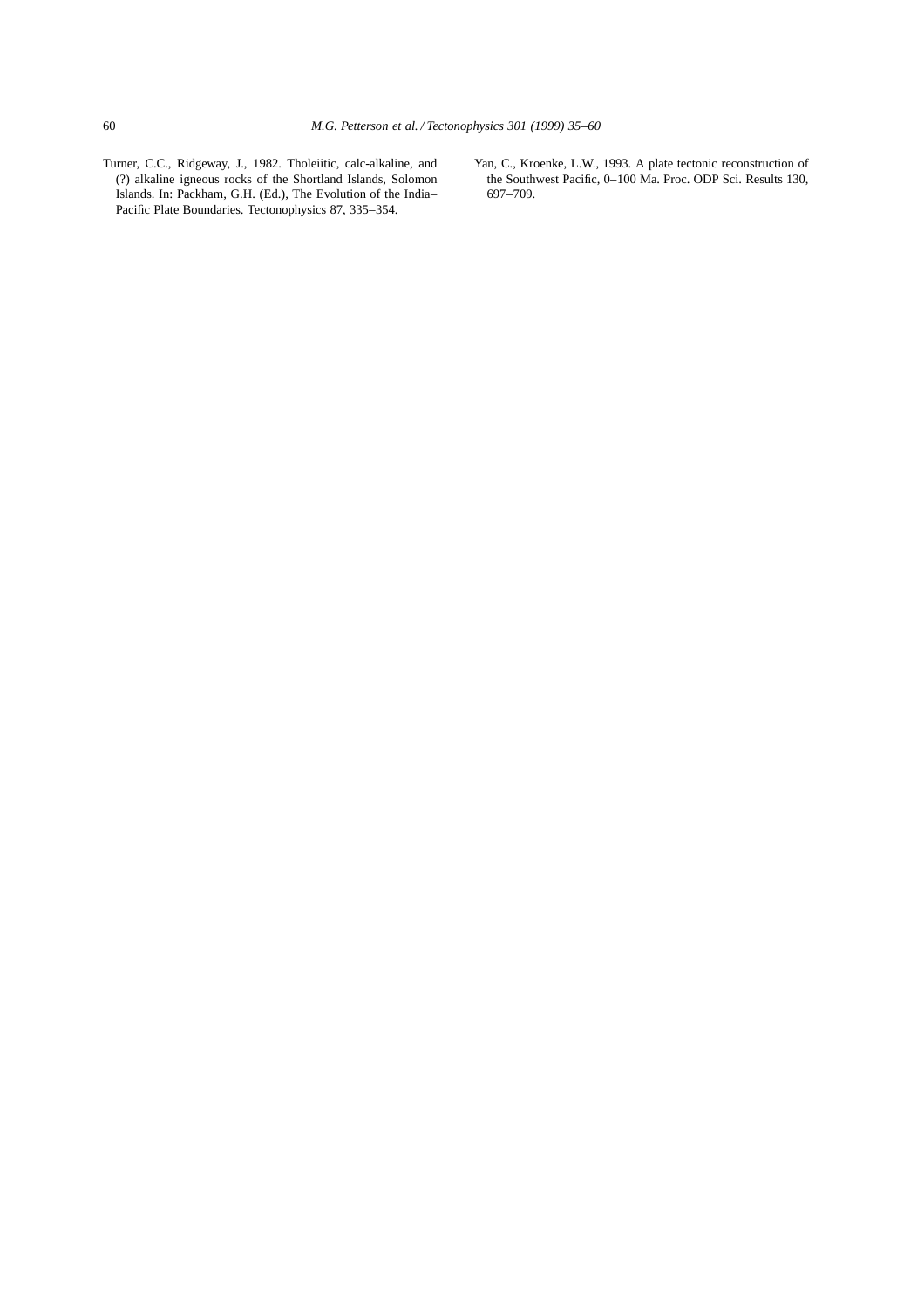Turner, C.C., Ridgeway, J., 1982. Tholeiitic, calc-alkaline, and (?) alkaline igneous rocks of the Shortland Islands, Solomon Islands. In: Packham, G.H. (Ed.), The Evolution of the India–Pacific Plate Boundaries. Tectonophysics 87, 335–354.

Yan, C., Kroenke, L.W., 1993. A plate tectonic reconstruction of the Southwest Pacific, 0–100 Ma. Proc. ODP Sci. Results 130, 697–709.